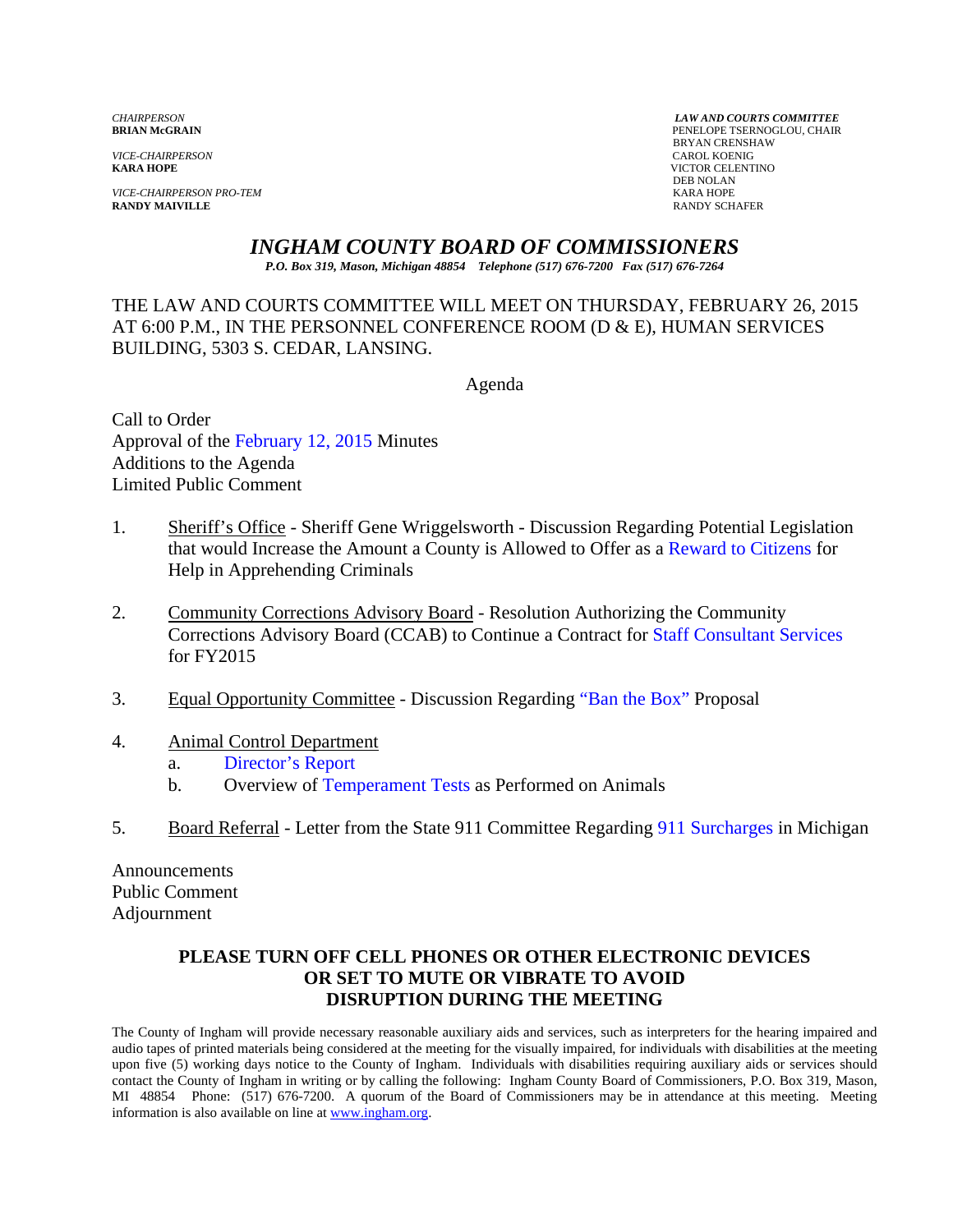*CHAIRPERSON*
**BRIAN McGRAIN**

*VICE-CHAIRPERSON*
**KARA HOPE**

*VICE-CHAIRPERSON PRO-TEM*
**RANDY MAIVILLE**

***LAW AND COURTS COMMITTEE***
PENELOPE TSERNOGLOU, CHAIR
BRYAN CRENSHAW
CAROL KOENIG
VICTOR CELENTINO
DEB NOLAN
KARA HOPE
RANDY SCHAFER

# *INGHAM COUNTY BOARD OF COMMISSIONERS*

***P.O. Box 319, Mason, Michigan 48854 Telephone (517) 676-7200 Fax (517) 676-7264***

THE LAW AND COURTS COMMITTEE WILL MEET ON THURSDAY, FEBRUARY 26, 2015 AT 6:00 P.M., IN THE PERSONNEL CONFERENCE ROOM (D & E), HUMAN SERVICES BUILDING, 5303 S. CEDAR, LANSING.

Agenda

Call to Order
Approval of the February 12, 2015 Minutes
Additions to the Agenda
Limited Public Comment

1. Sheriff's Office - Sheriff Gene Wriggelsworth - Discussion Regarding Potential Legislation that would Increase the Amount a County is Allowed to Offer as a Reward to Citizens for Help in Apprehending Criminals

2. Community Corrections Advisory Board - Resolution Authorizing the Community Corrections Advisory Board (CCAB) to Continue a Contract for Staff Consultant Services for FY2015

3. Equal Opportunity Committee - Discussion Regarding "Ban the Box" Proposal

4. Animal Control Department
   a. Director's Report
   b. Overview of Temperament Tests as Performed on Animals

5. Board Referral - Letter from the State 911 Committee Regarding 911 Surcharges in Michigan

Announcements
Public Comment
Adjournment

**PLEASE TURN OFF CELL PHONES OR OTHER ELECTRONIC DEVICES OR SET TO MUTE OR VIBRATE TO AVOID DISRUPTION DURING THE MEETING**

The County of Ingham will provide necessary reasonable auxiliary aids and services, such as interpreters for the hearing impaired and audio tapes of printed materials being considered at the meeting for the visually impaired, for individuals with disabilities at the meeting upon five (5) working days notice to the County of Ingham. Individuals with disabilities requiring auxiliary aids or services should contact the County of Ingham in writing or by calling the following: Ingham County Board of Commissioners, P.O. Box 319, Mason, MI 48854 Phone: (517) 676-7200. A quorum of the Board of Commissioners may be in attendance at this meeting. Meeting information is also available on line at www.ingham.org.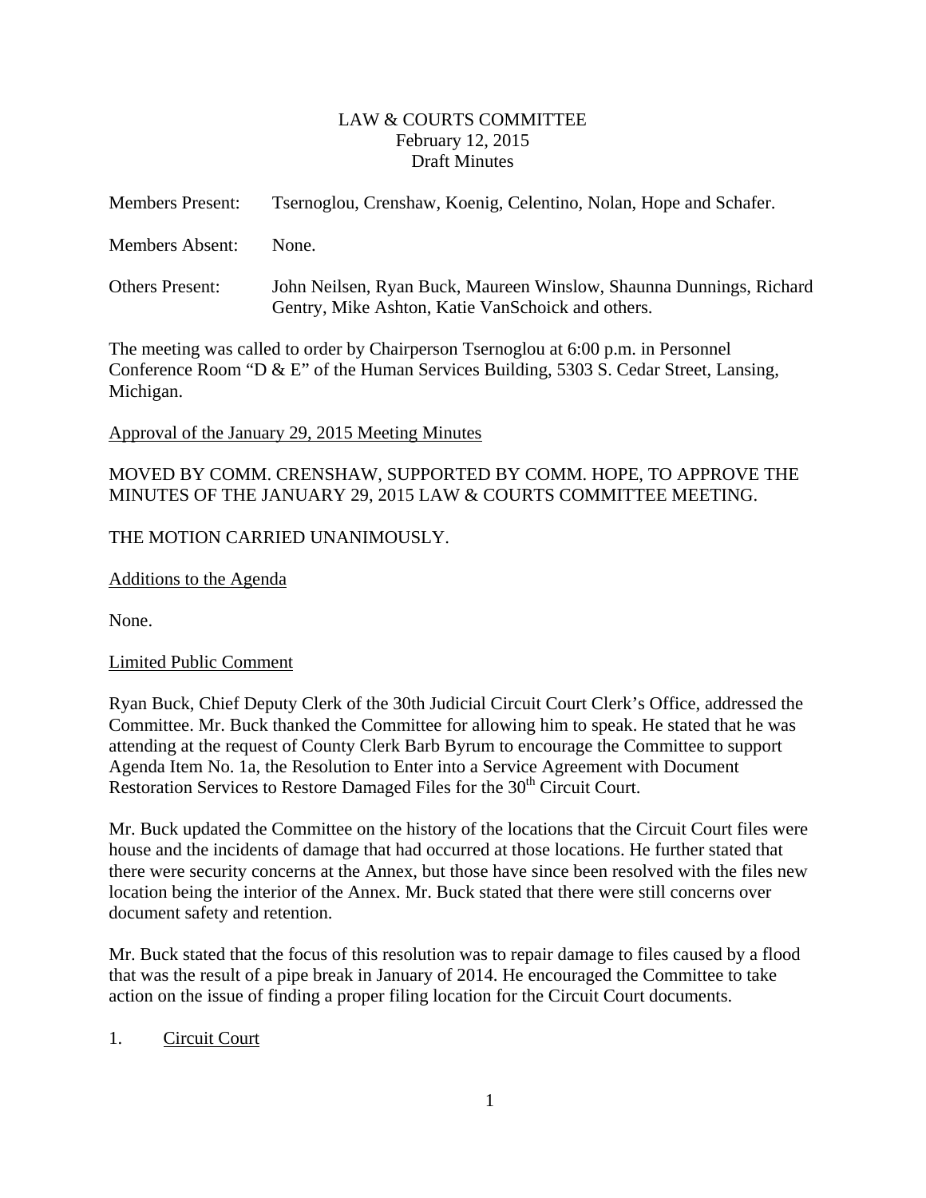# LAW & COURTS COMMITTEE
February 12, 2015
Draft Minutes

Members Present: Tsernoglou, Crenshaw, Koenig, Celentino, Nolan, Hope and Schafer.

Members Absent: None.

Others Present: John Neilsen, Ryan Buck, Maureen Winslow, Shaunna Dunnings, Richard Gentry, Mike Ashton, Katie VanSchoick and others.

The meeting was called to order by Chairperson Tsernoglou at 6:00 p.m. in Personnel Conference Room "D & E" of the Human Services Building, 5303 S. Cedar Street, Lansing, Michigan.

Approval of the January 29, 2015 Meeting Minutes

MOVED BY COMM. CRENSHAW, SUPPORTED BY COMM. HOPE, TO APPROVE THE MINUTES OF THE JANUARY 29, 2015 LAW & COURTS COMMITTEE MEETING.

THE MOTION CARRIED UNANIMOUSLY.

Additions to the Agenda

None.

Limited Public Comment

Ryan Buck, Chief Deputy Clerk of the 30th Judicial Circuit Court Clerk's Office, addressed the Committee. Mr. Buck thanked the Committee for allowing him to speak. He stated that he was attending at the request of County Clerk Barb Byrum to encourage the Committee to support Agenda Item No. 1a, the Resolution to Enter into a Service Agreement with Document Restoration Services to Restore Damaged Files for the 30th Circuit Court.

Mr. Buck updated the Committee on the history of the locations that the Circuit Court files were house and the incidents of damage that had occurred at those locations. He further stated that there were security concerns at the Annex, but those have since been resolved with the files new location being the interior of the Annex. Mr. Buck stated that there were still concerns over document safety and retention.

Mr. Buck stated that the focus of this resolution was to repair damage to files caused by a flood that was the result of a pipe break in January of 2014. He encouraged the Committee to take action on the issue of finding a proper filing location for the Circuit Court documents.

1. Circuit Court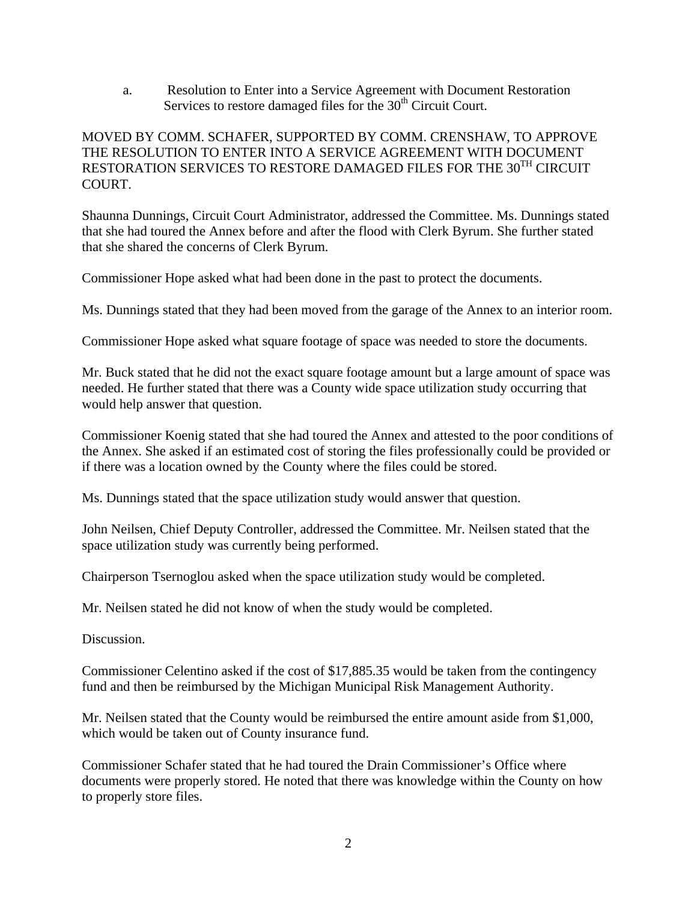a. Resolution to Enter into a Service Agreement with Document Restoration Services to restore damaged files for the 30th Circuit Court.

MOVED BY COMM. SCHAFER, SUPPORTED BY COMM. CRENSHAW, TO APPROVE THE RESOLUTION TO ENTER INTO A SERVICE AGREEMENT WITH DOCUMENT RESTORATION SERVICES TO RESTORE DAMAGED FILES FOR THE 30TH CIRCUIT COURT.

Shaunna Dunnings, Circuit Court Administrator, addressed the Committee. Ms. Dunnings stated that she had toured the Annex before and after the flood with Clerk Byrum. She further stated that she shared the concerns of Clerk Byrum.

Commissioner Hope asked what had been done in the past to protect the documents.

Ms. Dunnings stated that they had been moved from the garage of the Annex to an interior room.

Commissioner Hope asked what square footage of space was needed to store the documents.

Mr. Buck stated that he did not the exact square footage amount but a large amount of space was needed. He further stated that there was a County wide space utilization study occurring that would help answer that question.

Commissioner Koenig stated that she had toured the Annex and attested to the poor conditions of the Annex. She asked if an estimated cost of storing the files professionally could be provided or if there was a location owned by the County where the files could be stored.

Ms. Dunnings stated that the space utilization study would answer that question.

John Neilsen, Chief Deputy Controller, addressed the Committee. Mr. Neilsen stated that the space utilization study was currently being performed.

Chairperson Tsernoglou asked when the space utilization study would be completed.

Mr. Neilsen stated he did not know of when the study would be completed.

Discussion.

Commissioner Celentino asked if the cost of $17,885.35 would be taken from the contingency fund and then be reimbursed by the Michigan Municipal Risk Management Authority.

Mr. Neilsen stated that the County would be reimbursed the entire amount aside from $1,000, which would be taken out of County insurance fund.

Commissioner Schafer stated that he had toured the Drain Commissioner's Office where documents were properly stored. He noted that there was knowledge within the County on how to properly store files.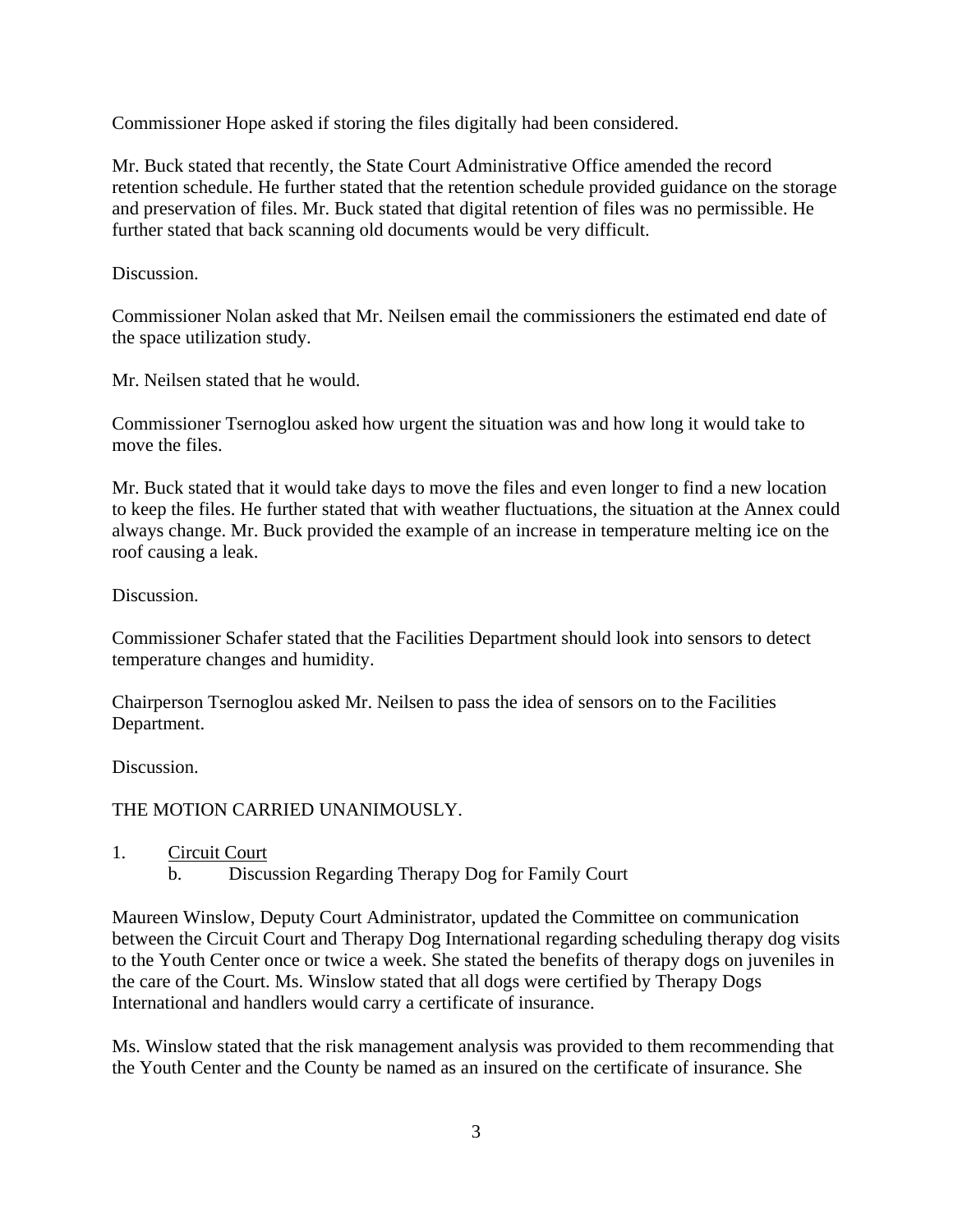Commissioner Hope asked if storing the files digitally had been considered.

Mr. Buck stated that recently, the State Court Administrative Office amended the record retention schedule. He further stated that the retention schedule provided guidance on the storage and preservation of files. Mr. Buck stated that digital retention of files was no permissible. He further stated that back scanning old documents would be very difficult.

Discussion.

Commissioner Nolan asked that Mr. Neilsen email the commissioners the estimated end date of the space utilization study.

Mr. Neilsen stated that he would.

Commissioner Tsernoglou asked how urgent the situation was and how long it would take to move the files.

Mr. Buck stated that it would take days to move the files and even longer to find a new location to keep the files. He further stated that with weather fluctuations, the situation at the Annex could always change. Mr. Buck provided the example of an increase in temperature melting ice on the roof causing a leak.

Discussion.

Commissioner Schafer stated that the Facilities Department should look into sensors to detect temperature changes and humidity.

Chairperson Tsernoglou asked Mr. Neilsen to pass the idea of sensors on to the Facilities Department.

Discussion.

THE MOTION CARRIED UNANIMOUSLY.

1. Circuit Court
   b. Discussion Regarding Therapy Dog for Family Court

Maureen Winslow, Deputy Court Administrator, updated the Committee on communication between the Circuit Court and Therapy Dog International regarding scheduling therapy dog visits to the Youth Center once or twice a week. She stated the benefits of therapy dogs on juveniles in the care of the Court. Ms. Winslow stated that all dogs were certified by Therapy Dogs International and handlers would carry a certificate of insurance.

Ms. Winslow stated that the risk management analysis was provided to them recommending that the Youth Center and the County be named as an insured on the certificate of insurance. She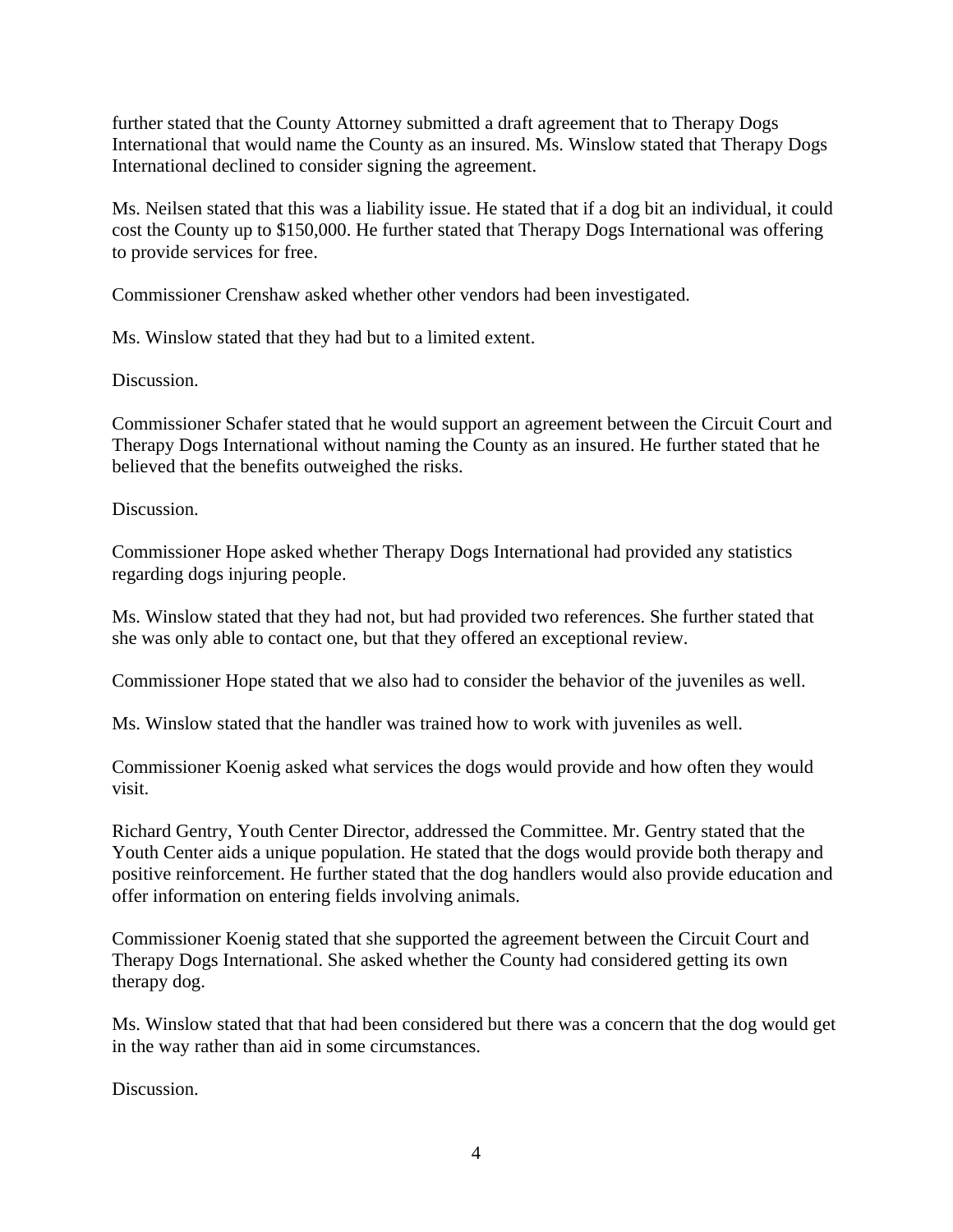further stated that the County Attorney submitted a draft agreement that to Therapy Dogs International that would name the County as an insured. Ms. Winslow stated that Therapy Dogs International declined to consider signing the agreement.

Ms. Neilsen stated that this was a liability issue. He stated that if a dog bit an individual, it could cost the County up to $150,000. He further stated that Therapy Dogs International was offering to provide services for free.

Commissioner Crenshaw asked whether other vendors had been investigated.

Ms. Winslow stated that they had but to a limited extent.

Discussion.

Commissioner Schafer stated that he would support an agreement between the Circuit Court and Therapy Dogs International without naming the County as an insured. He further stated that he believed that the benefits outweighed the risks.

Discussion.

Commissioner Hope asked whether Therapy Dogs International had provided any statistics regarding dogs injuring people.

Ms. Winslow stated that they had not, but had provided two references. She further stated that she was only able to contact one, but that they offered an exceptional review.

Commissioner Hope stated that we also had to consider the behavior of the juveniles as well.

Ms. Winslow stated that the handler was trained how to work with juveniles as well.

Commissioner Koenig asked what services the dogs would provide and how often they would visit.

Richard Gentry, Youth Center Director, addressed the Committee. Mr. Gentry stated that the Youth Center aids a unique population. He stated that the dogs would provide both therapy and positive reinforcement. He further stated that the dog handlers would also provide education and offer information on entering fields involving animals.

Commissioner Koenig stated that she supported the agreement between the Circuit Court and Therapy Dogs International. She asked whether the County had considered getting its own therapy dog.

Ms. Winslow stated that that had been considered but there was a concern that the dog would get in the way rather than aid in some circumstances.

Discussion.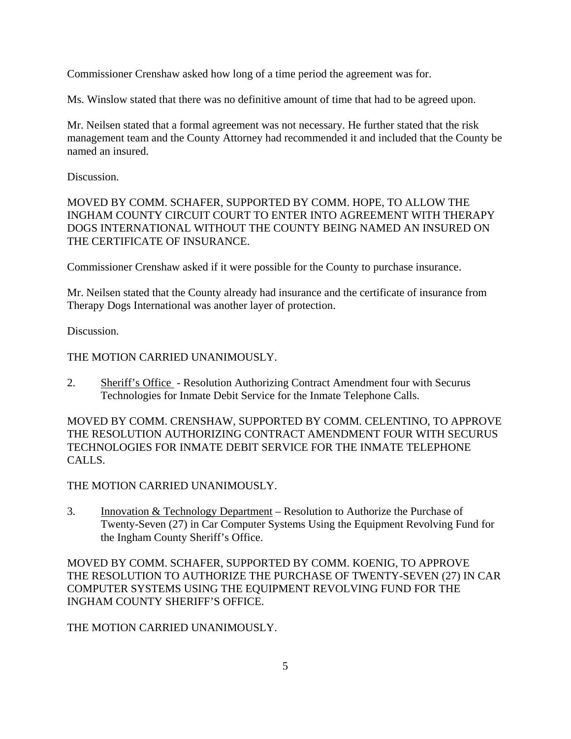Commissioner Crenshaw asked how long of a time period the agreement was for.

Ms. Winslow stated that there was no definitive amount of time that had to be agreed upon.

Mr. Neilsen stated that a formal agreement was not necessary. He further stated that the risk management team and the County Attorney had recommended it and included that the County be named an insured.

Discussion.

MOVED BY COMM. SCHAFER, SUPPORTED BY COMM. HOPE, TO ALLOW THE INGHAM COUNTY CIRCUIT COURT TO ENTER INTO AGREEMENT WITH THERAPY DOGS INTERNATIONAL WITHOUT THE COUNTY BEING NAMED AN INSURED ON THE CERTIFICATE OF INSURANCE.

Commissioner Crenshaw asked if it were possible for the County to purchase insurance.

Mr. Neilsen stated that the County already had insurance and the certificate of insurance from Therapy Dogs International was another layer of protection.

Discussion.

THE MOTION CARRIED UNANIMOUSLY.

2. Sheriff's Office - Resolution Authorizing Contract Amendment four with Securus Technologies for Inmate Debit Service for the Inmate Telephone Calls.

MOVED BY COMM. CRENSHAW, SUPPORTED BY COMM. CELENTINO, TO APPROVE THE RESOLUTION AUTHORIZING CONTRACT AMENDMENT FOUR WITH SECURUS TECHNOLOGIES FOR INMATE DEBIT SERVICE FOR THE INMATE TELEPHONE CALLS.

THE MOTION CARRIED UNANIMOUSLY.

3. Innovation & Technology Department – Resolution to Authorize the Purchase of Twenty-Seven (27) in Car Computer Systems Using the Equipment Revolving Fund for the Ingham County Sheriff's Office.

MOVED BY COMM. SCHAFER, SUPPORTED BY COMM. KOENIG, TO APPROVE THE RESOLUTION TO AUTHORIZE THE PURCHASE OF TWENTY-SEVEN (27) IN CAR COMPUTER SYSTEMS USING THE EQUIPMENT REVOLVING FUND FOR THE INGHAM COUNTY SHERIFF'S OFFICE.

THE MOTION CARRIED UNANIMOUSLY.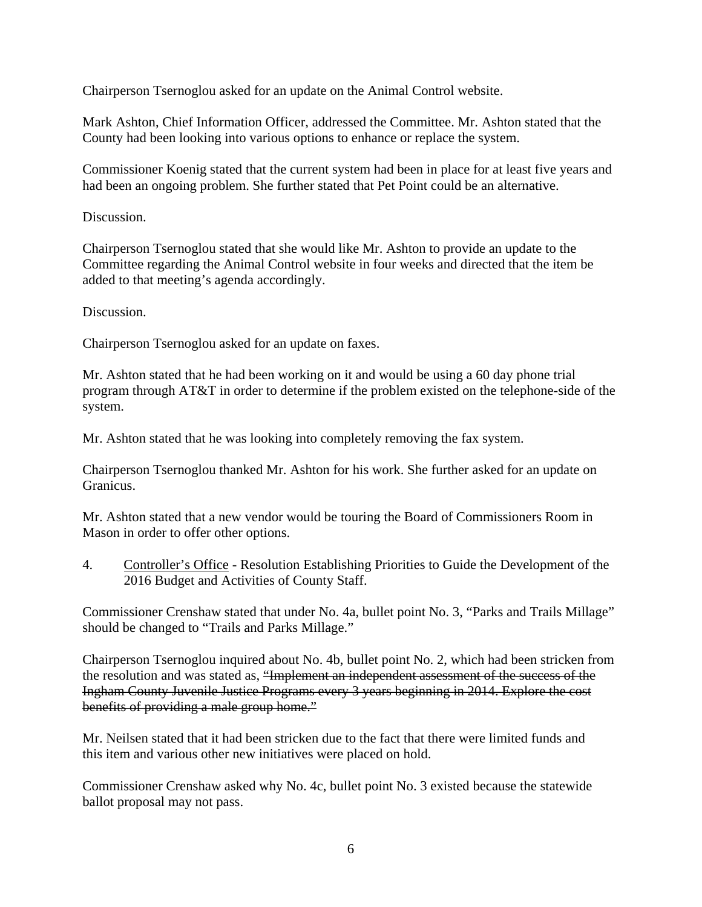Chairperson Tsernoglou asked for an update on the Animal Control website.

Mark Ashton, Chief Information Officer, addressed the Committee. Mr. Ashton stated that the County had been looking into various options to enhance or replace the system.

Commissioner Koenig stated that the current system had been in place for at least five years and had been an ongoing problem. She further stated that Pet Point could be an alternative.

Discussion.

Chairperson Tsernoglou stated that she would like Mr. Ashton to provide an update to the Committee regarding the Animal Control website in four weeks and directed that the item be added to that meeting's agenda accordingly.

Discussion.

Chairperson Tsernoglou asked for an update on faxes.

Mr. Ashton stated that he had been working on it and would be using a 60 day phone trial program through AT&T in order to determine if the problem existed on the telephone-side of the system.

Mr. Ashton stated that he was looking into completely removing the fax system.

Chairperson Tsernoglou thanked Mr. Ashton for his work. She further asked for an update on Granicus.

Mr. Ashton stated that a new vendor would be touring the Board of Commissioners Room in Mason in order to offer other options.

4. Controller's Office - Resolution Establishing Priorities to Guide the Development of the 2016 Budget and Activities of County Staff.

Commissioner Crenshaw stated that under No. 4a, bullet point No. 3, "Parks and Trails Millage" should be changed to "Trails and Parks Millage."

Chairperson Tsernoglou inquired about No. 4b, bullet point No. 2, which had been stricken from the resolution and was stated as, ~~"Implement an independent assessment of the success of the Ingham County Juvenile Justice Programs every 3 years beginning in 2014. Explore the cost benefits of providing a male group home."~~

Mr. Neilsen stated that it had been stricken due to the fact that there were limited funds and this item and various other new initiatives were placed on hold.

Commissioner Crenshaw asked why No. 4c, bullet point No. 3 existed because the statewide ballot proposal may not pass.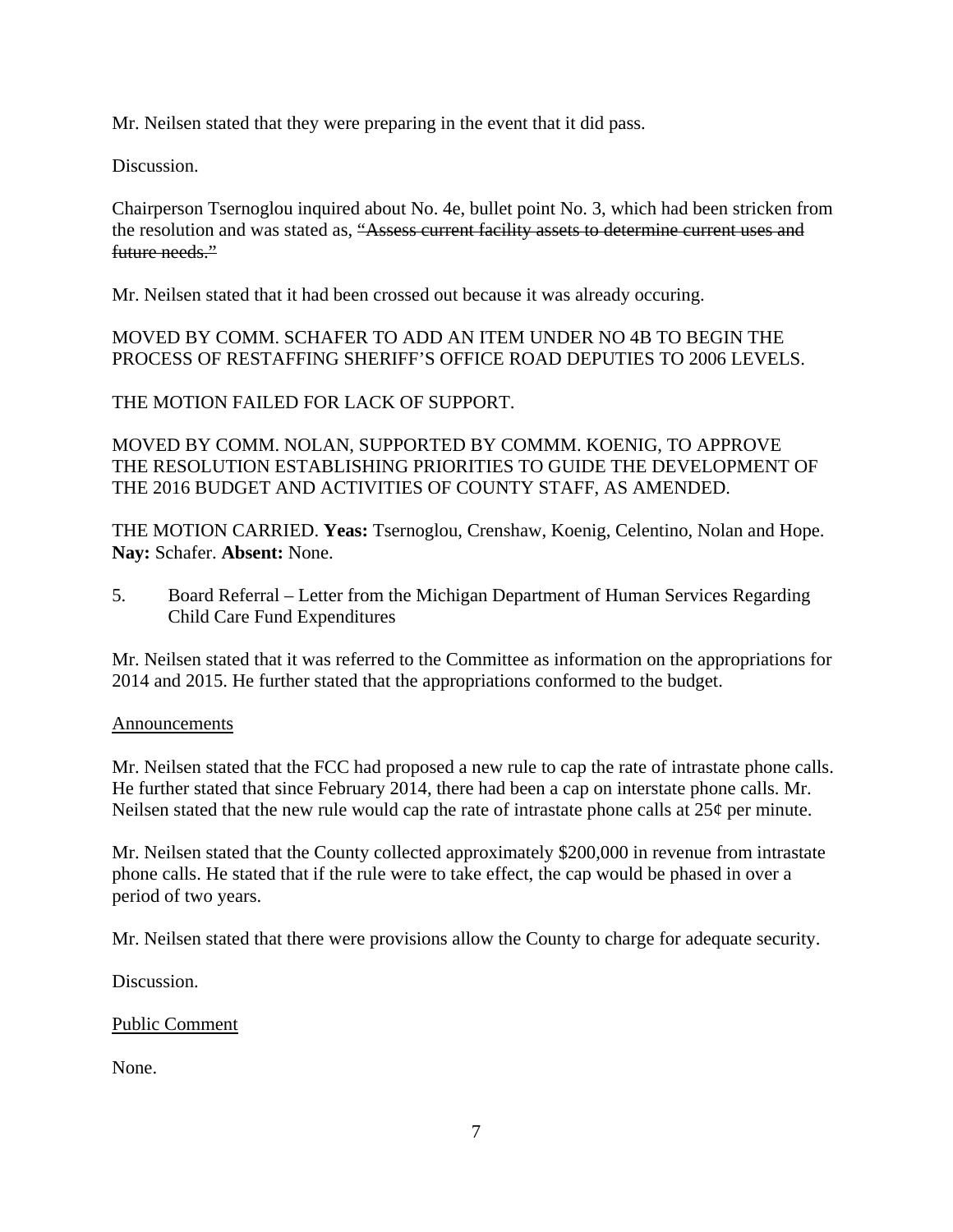Mr. Neilsen stated that they were preparing in the event that it did pass.

Discussion.

Chairperson Tsernoglou inquired about No. 4e, bullet point No. 3, which had been stricken from the resolution and was stated as, ~~"Assess current facility assets to determine current uses and future needs."~~

Mr. Neilsen stated that it had been crossed out because it was already occuring.

MOVED BY COMM. SCHAFER TO ADD AN ITEM UNDER NO 4B TO BEGIN THE PROCESS OF RESTAFFING SHERIFF'S OFFICE ROAD DEPUTIES TO 2006 LEVELS.

THE MOTION FAILED FOR LACK OF SUPPORT.

MOVED BY COMM. NOLAN, SUPPORTED BY COMMM. KOENIG, TO APPROVE THE RESOLUTION ESTABLISHING PRIORITIES TO GUIDE THE DEVELOPMENT OF THE 2016 BUDGET AND ACTIVITIES OF COUNTY STAFF, AS AMENDED.

THE MOTION CARRIED. **Yeas:** Tsernoglou, Crenshaw, Koenig, Celentino, Nolan and Hope. **Nay:** Schafer. **Absent:** None.

5. Board Referral – Letter from the Michigan Department of Human Services Regarding Child Care Fund Expenditures

Mr. Neilsen stated that it was referred to the Committee as information on the appropriations for 2014 and 2015. He further stated that the appropriations conformed to the budget.

Announcements

Mr. Neilsen stated that the FCC had proposed a new rule to cap the rate of intrastate phone calls. He further stated that since February 2014, there had been a cap on interstate phone calls. Mr. Neilsen stated that the new rule would cap the rate of intrastate phone calls at 25¢ per minute.

Mr. Neilsen stated that the County collected approximately $200,000 in revenue from intrastate phone calls. He stated that if the rule were to take effect, the cap would be phased in over a period of two years.

Mr. Neilsen stated that there were provisions allow the County to charge for adequate security.

Discussion.

Public Comment

None.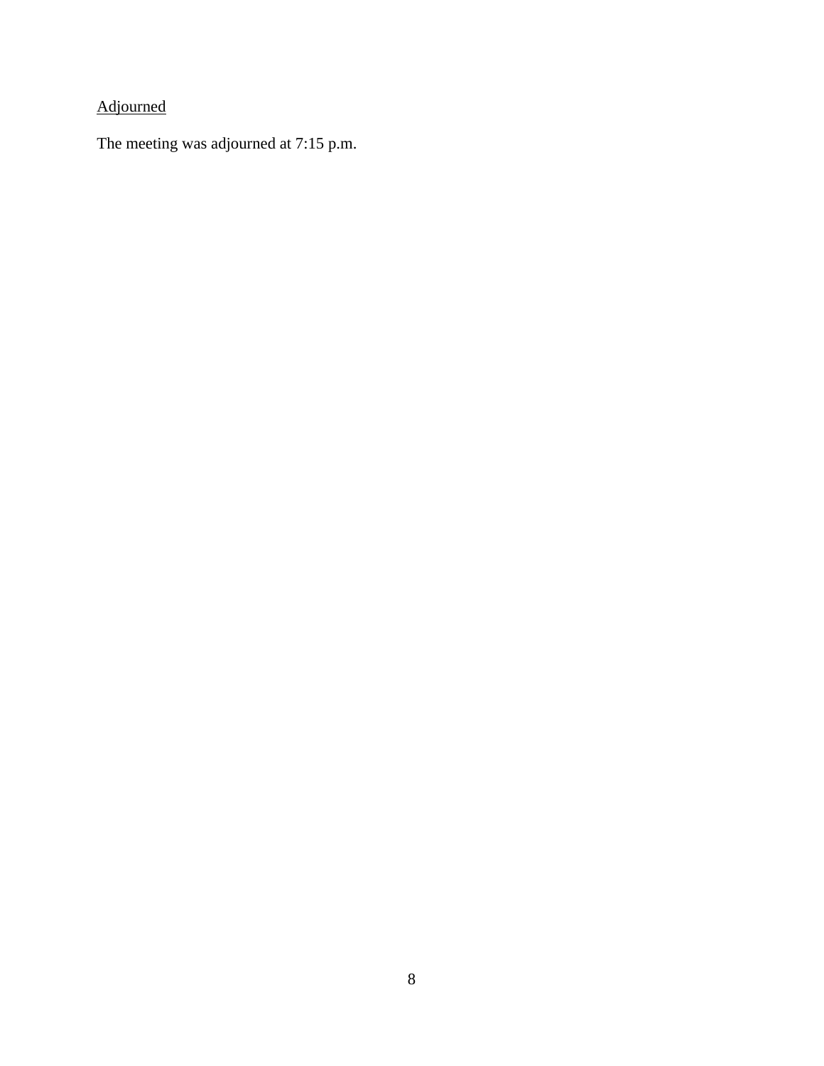<u>Adjourned</u>

The meeting was adjourned at 7:15 p.m.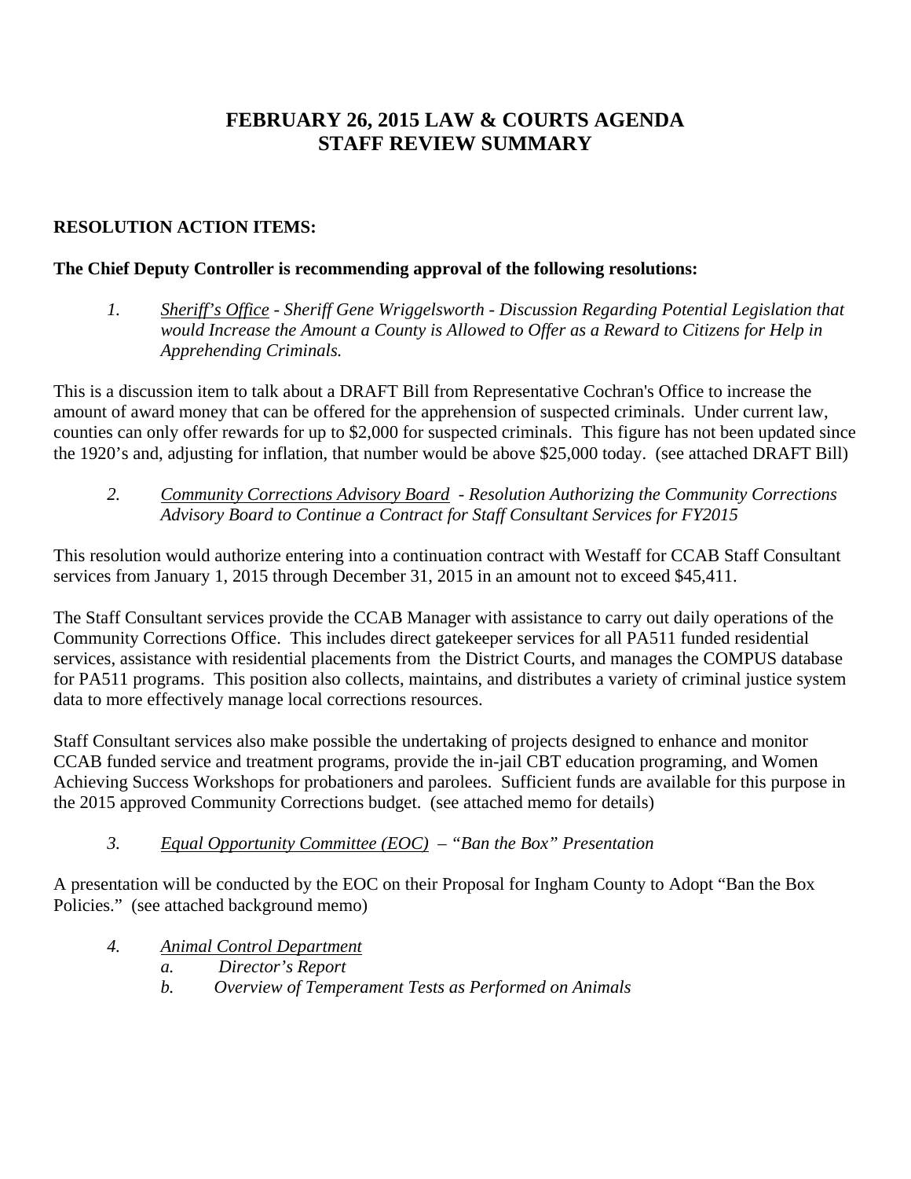# FEBRUARY 26, 2015 LAW & COURTS AGENDA
# STAFF REVIEW SUMMARY

**RESOLUTION ACTION ITEMS:**

**The Chief Deputy Controller is recommending approval of the following resolutions:**

*1. Sheriff's Office - Sheriff Gene Wriggelsworth - Discussion Regarding Potential Legislation that would Increase the Amount a County is Allowed to Offer as a Reward to Citizens for Help in Apprehending Criminals.*

This is a discussion item to talk about a DRAFT Bill from Representative Cochran's Office to increase the amount of award money that can be offered for the apprehension of suspected criminals. Under current law, counties can only offer rewards for up to $2,000 for suspected criminals. This figure has not been updated since the 1920's and, adjusting for inflation, that number would be above $25,000 today. (see attached DRAFT Bill)

*2. Community Corrections Advisory Board - Resolution Authorizing the Community Corrections Advisory Board to Continue a Contract for Staff Consultant Services for FY2015*

This resolution would authorize entering into a continuation contract with Westaff for CCAB Staff Consultant services from January 1, 2015 through December 31, 2015 in an amount not to exceed $45,411.

The Staff Consultant services provide the CCAB Manager with assistance to carry out daily operations of the Community Corrections Office. This includes direct gatekeeper services for all PA511 funded residential services, assistance with residential placements from the District Courts, and manages the COMPUS database for PA511 programs. This position also collects, maintains, and distributes a variety of criminal justice system data to more effectively manage local corrections resources.

Staff Consultant services also make possible the undertaking of projects designed to enhance and monitor CCAB funded service and treatment programs, provide the in-jail CBT education programing, and Women Achieving Success Workshops for probationers and parolees. Sufficient funds are available for this purpose in the 2015 approved Community Corrections budget. (see attached memo for details)

*3. Equal Opportunity Committee (EOC) – "Ban the Box" Presentation*

A presentation will be conducted by the EOC on their Proposal for Ingham County to Adopt "Ban the Box Policies." (see attached background memo)

*4. Animal Control Department*
   *a. Director's Report*
   *b. Overview of Temperament Tests as Performed on Animals*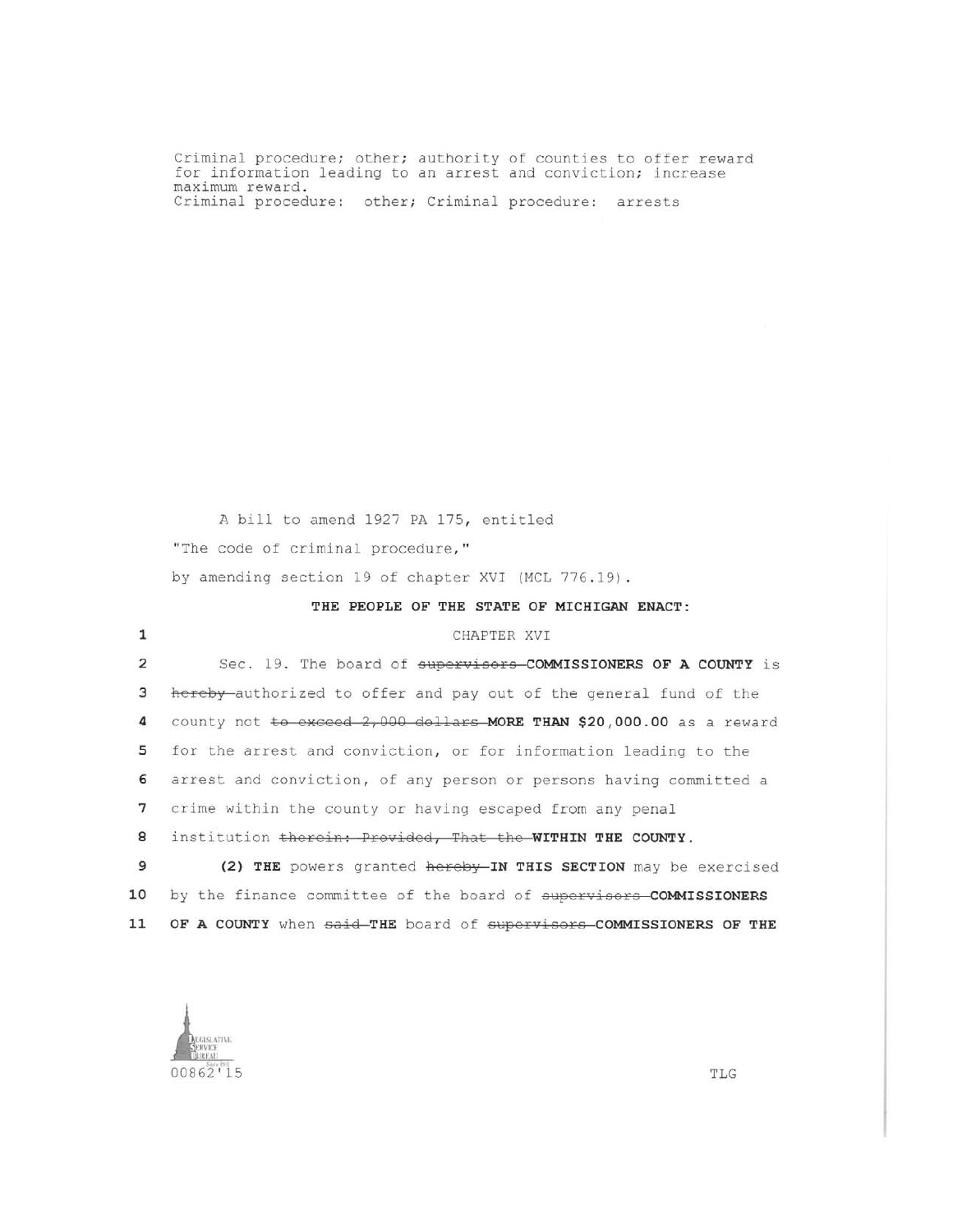Criminal procedure; other; authority of counties to offer reward for information leading to an arrest and conviction; increase maximum reward.
Criminal procedure: other; Criminal procedure: arrests

A bill to amend 1927 PA 175, entitled

"The code of criminal procedure,"

by amending section 19 of chapter XVI (MCL 776.19).

**THE PEOPLE OF THE STATE OF MICHIGAN ENACT:**

1 CHAPTER XVI

2 Sec. 19. The board of ~~supervisors~~ **COMMISSIONERS OF A COUNTY** is

3 ~~hereby~~ authorized to offer and pay out of the general fund of the

4 county not ~~to exceed 2,000 dollars~~ **MORE THAN $20,000.00** as a reward

5 for the arrest and conviction, or for information leading to the

6 arrest and conviction, of any person or persons having committed a

7 crime within the county or having escaped from any penal

8 institution ~~therein: Provided, That the~~ **WITHIN THE COUNTY**.

9 **(2) THE** powers granted ~~hereby~~ **IN THIS SECTION** may be exercised

10 by the finance committee of the board of ~~supervisors~~ **COMMISSIONERS**

11 **OF A COUNTY** when ~~said~~ **THE** board of ~~supervisors~~ **COMMISSIONERS OF THE**

00862'15 TLG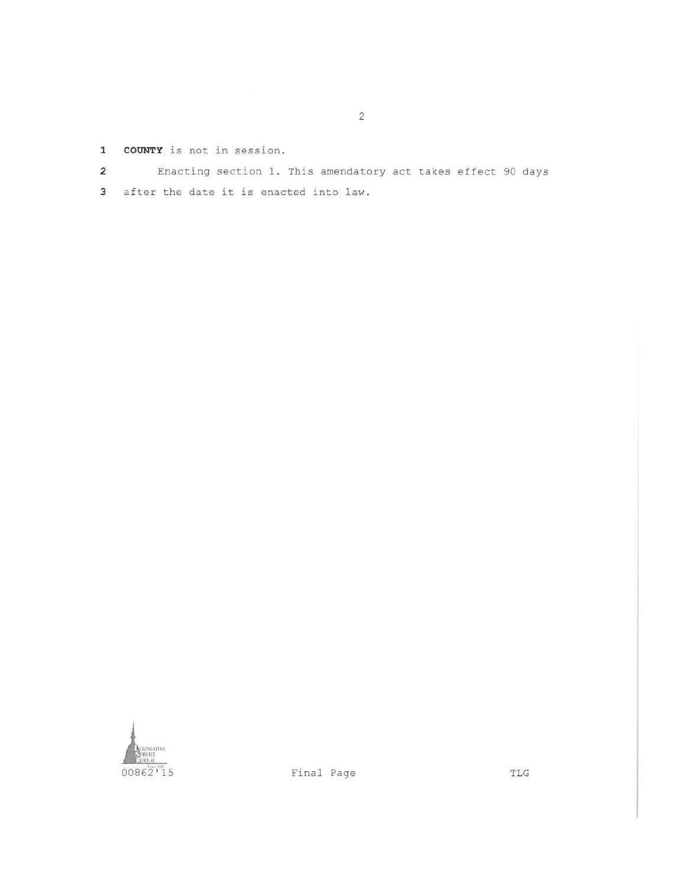**COUNTY** is not in session.

Enacting section 1. This amendatory act takes effect 90 days after the date it is enacted into law.

00862'15 Final Page TLG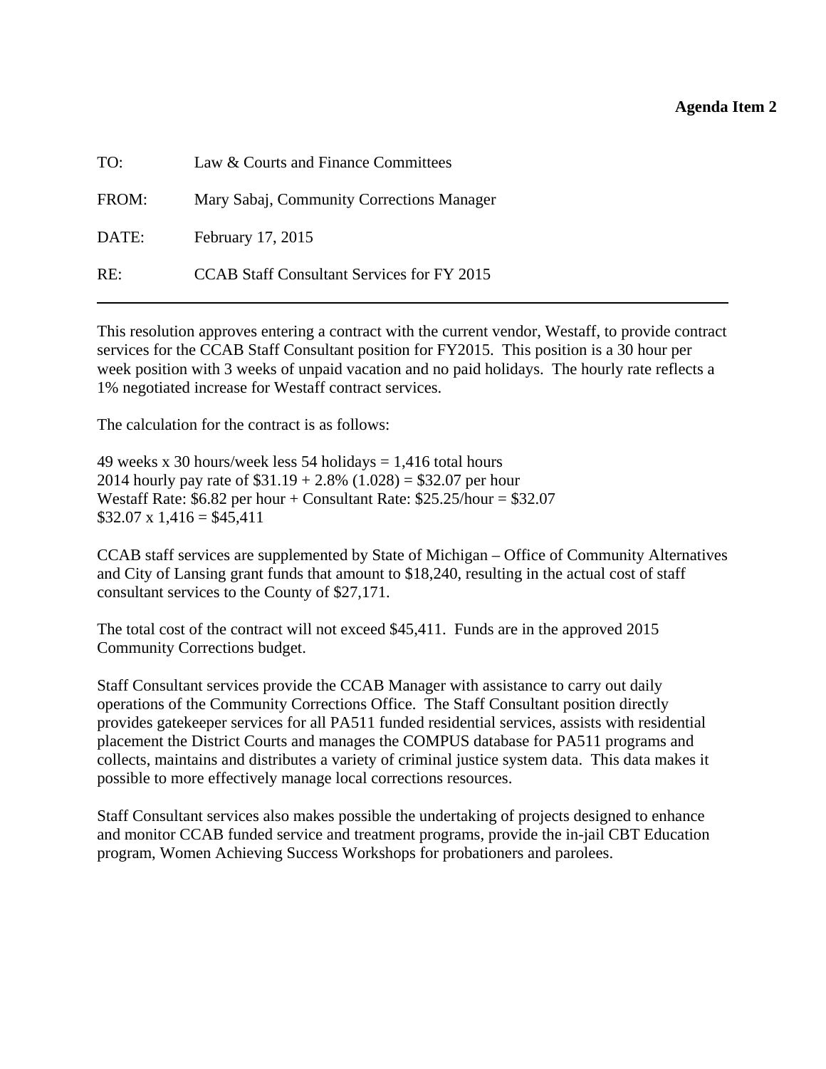**Agenda Item 2**

| | |
|---|---|
| TO: | Law & Courts and Finance Committees |
| FROM: | Mary Sabaj, Community Corrections Manager |
| DATE: | February 17, 2015 |
| RE: | CCAB Staff Consultant Services for FY 2015 |

---

This resolution approves entering a contract with the current vendor, Westaff, to provide contract services for the CCAB Staff Consultant position for FY2015. This position is a 30 hour per week position with 3 weeks of unpaid vacation and no paid holidays. The hourly rate reflects a 1% negotiated increase for Westaff contract services.

The calculation for the contract is as follows:

49 weeks x 30 hours/week less 54 holidays = 1,416 total hours
2014 hourly pay rate of $31.19 + 2.8% (1.028) = $32.07 per hour
Westaff Rate: $6.82 per hour + Consultant Rate: $25.25/hour = $32.07
$32.07 x 1,416 = $45,411

CCAB staff services are supplemented by State of Michigan – Office of Community Alternatives and City of Lansing grant funds that amount to $18,240, resulting in the actual cost of staff consultant services to the County of $27,171.

The total cost of the contract will not exceed $45,411. Funds are in the approved 2015 Community Corrections budget.

Staff Consultant services provide the CCAB Manager with assistance to carry out daily operations of the Community Corrections Office. The Staff Consultant position directly provides gatekeeper services for all PA511 funded residential services, assists with residential placement the District Courts and manages the COMPUS database for PA511 programs and collects, maintains and distributes a variety of criminal justice system data. This data makes it possible to more effectively manage local corrections resources.

Staff Consultant services also makes possible the undertaking of projects designed to enhance and monitor CCAB funded service and treatment programs, provide the in-jail CBT Education program, Women Achieving Success Workshops for probationers and parolees.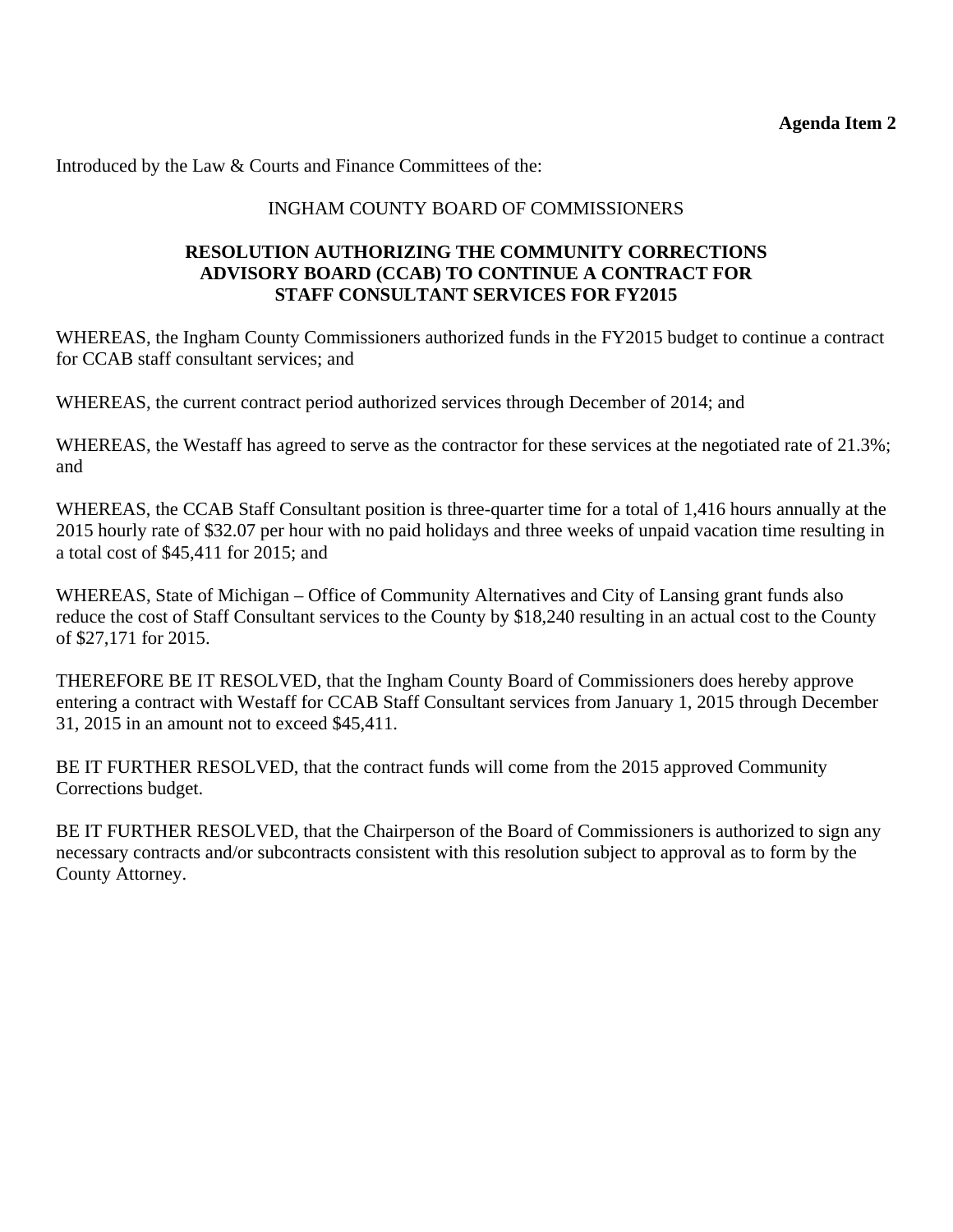**Agenda Item 2**

Introduced by the Law & Courts and Finance Committees of the:

INGHAM COUNTY BOARD OF COMMISSIONERS

**RESOLUTION AUTHORIZING THE COMMUNITY CORRECTIONS ADVISORY BOARD (CCAB) TO CONTINUE A CONTRACT FOR STAFF CONSULTANT SERVICES FOR FY2015**

WHEREAS, the Ingham County Commissioners authorized funds in the FY2015 budget to continue a contract for CCAB staff consultant services; and

WHEREAS, the current contract period authorized services through December of 2014; and

WHEREAS, the Westaff has agreed to serve as the contractor for these services at the negotiated rate of 21.3%; and

WHEREAS, the CCAB Staff Consultant position is three-quarter time for a total of 1,416 hours annually at the 2015 hourly rate of $32.07 per hour with no paid holidays and three weeks of unpaid vacation time resulting in a total cost of $45,411 for 2015; and

WHEREAS, State of Michigan – Office of Community Alternatives and City of Lansing grant funds also reduce the cost of Staff Consultant services to the County by $18,240 resulting in an actual cost to the County of $27,171 for 2015.

THEREFORE BE IT RESOLVED, that the Ingham County Board of Commissioners does hereby approve entering a contract with Westaff for CCAB Staff Consultant services from January 1, 2015 through December 31, 2015 in an amount not to exceed $45,411.

BE IT FURTHER RESOLVED, that the contract funds will come from the 2015 approved Community Corrections budget.

BE IT FURTHER RESOLVED, that the Chairperson of the Board of Commissioners is authorized to sign any necessary contracts and/or subcontracts consistent with this resolution subject to approval as to form by the County Attorney.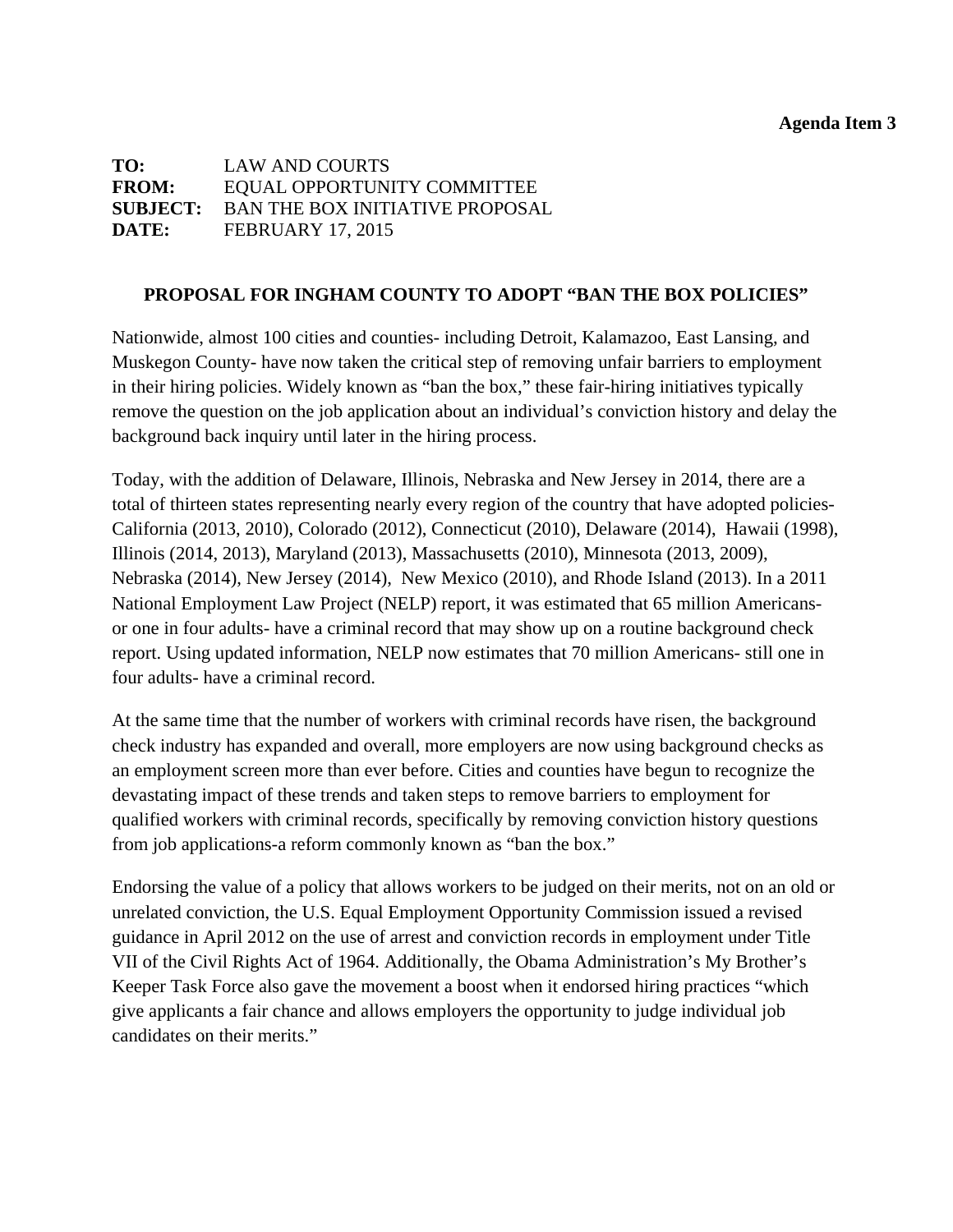**Agenda Item 3**

**TO:** LAW AND COURTS
**FROM:** EQUAL OPPORTUNITY COMMITTEE
**SUBJECT:** BAN THE BOX INITIATIVE PROPOSAL
**DATE:** FEBRUARY 17, 2015

**PROPOSAL FOR INGHAM COUNTY TO ADOPT "BAN THE BOX POLICIES"**

Nationwide, almost 100 cities and counties- including Detroit, Kalamazoo, East Lansing, and Muskegon County- have now taken the critical step of removing unfair barriers to employment in their hiring policies. Widely known as "ban the box," these fair-hiring initiatives typically remove the question on the job application about an individual's conviction history and delay the background back inquiry until later in the hiring process.

Today, with the addition of Delaware, Illinois, Nebraska and New Jersey in 2014, there are a total of thirteen states representing nearly every region of the country that have adopted policies- California (2013, 2010), Colorado (2012), Connecticut (2010), Delaware (2014), Hawaii (1998), Illinois (2014, 2013), Maryland (2013), Massachusetts (2010), Minnesota (2013, 2009), Nebraska (2014), New Jersey (2014), New Mexico (2010), and Rhode Island (2013). In a 2011 National Employment Law Project (NELP) report, it was estimated that 65 million Americans- or one in four adults- have a criminal record that may show up on a routine background check report. Using updated information, NELP now estimates that 70 million Americans- still one in four adults- have a criminal record.

At the same time that the number of workers with criminal records have risen, the background check industry has expanded and overall, more employers are now using background checks as an employment screen more than ever before. Cities and counties have begun to recognize the devastating impact of these trends and taken steps to remove barriers to employment for qualified workers with criminal records, specifically by removing conviction history questions from job applications-a reform commonly known as "ban the box."

Endorsing the value of a policy that allows workers to be judged on their merits, not on an old or unrelated conviction, the U.S. Equal Employment Opportunity Commission issued a revised guidance in April 2012 on the use of arrest and conviction records in employment under Title VII of the Civil Rights Act of 1964. Additionally, the Obama Administration's My Brother's Keeper Task Force also gave the movement a boost when it endorsed hiring practices "which give applicants a fair chance and allows employers the opportunity to judge individual job candidates on their merits."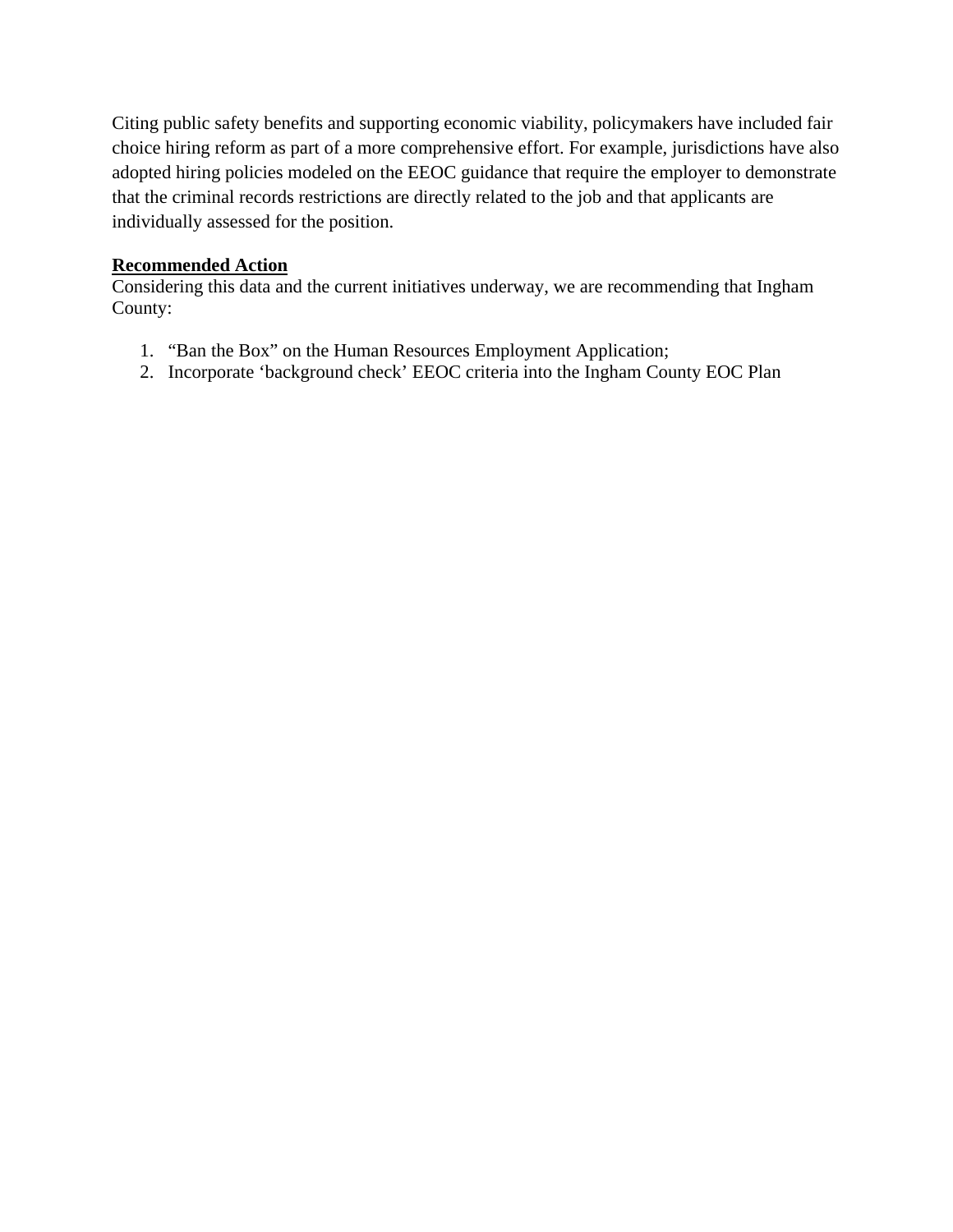Citing public safety benefits and supporting economic viability, policymakers have included fair choice hiring reform as part of a more comprehensive effort. For example, jurisdictions have also adopted hiring policies modeled on the EEOC guidance that require the employer to demonstrate that the criminal records restrictions are directly related to the job and that applicants are individually assessed for the position.

**Recommended Action**

Considering this data and the current initiatives underway, we are recommending that Ingham County:

1. "Ban the Box" on the Human Resources Employment Application;
2. Incorporate 'background check' EEOC criteria into the Ingham County EOC Plan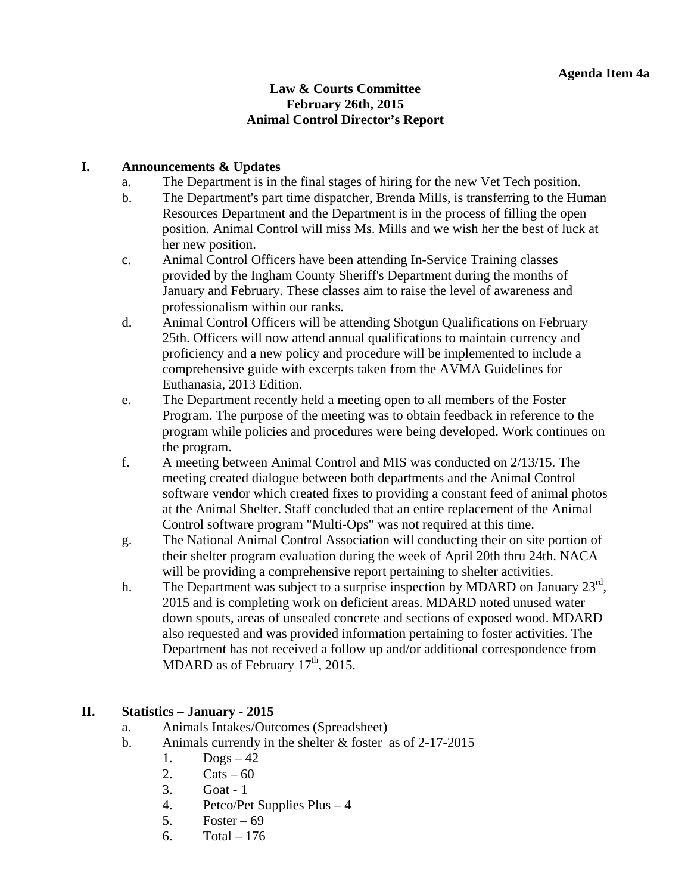**Agenda Item 4a**

**Law & Courts Committee**
**February 26th, 2015**
**Animal Control Director's Report**

## I. Announcements & Updates

a. The Department is in the final stages of hiring for the new Vet Tech position.

b. The Department's part time dispatcher, Brenda Mills, is transferring to the Human Resources Department and the Department is in the process of filling the open position. Animal Control will miss Ms. Mills and we wish her the best of luck at her new position.

c. Animal Control Officers have been attending In-Service Training classes provided by the Ingham County Sheriff's Department during the months of January and February. These classes aim to raise the level of awareness and professionalism within our ranks.

d. Animal Control Officers will be attending Shotgun Qualifications on February 25th. Officers will now attend annual qualifications to maintain currency and proficiency and a new policy and procedure will be implemented to include a comprehensive guide with excerpts taken from the AVMA Guidelines for Euthanasia, 2013 Edition.

e. The Department recently held a meeting open to all members of the Foster Program. The purpose of the meeting was to obtain feedback in reference to the program while policies and procedures were being developed. Work continues on the program.

f. A meeting between Animal Control and MIS was conducted on 2/13/15. The meeting created dialogue between both departments and the Animal Control software vendor which created fixes to providing a constant feed of animal photos at the Animal Shelter. Staff concluded that an entire replacement of the Animal Control software program "Multi-Ops" was not required at this time.

g. The National Animal Control Association will conducting their on site portion of their shelter program evaluation during the week of April 20th thru 24th. NACA will be providing a comprehensive report pertaining to shelter activities.

h. The Department was subject to a surprise inspection by MDARD on January 23rd, 2015 and is completing work on deficient areas. MDARD noted unused water down spouts, areas of unsealed concrete and sections of exposed wood. MDARD also requested and was provided information pertaining to foster activities. The Department has not received a follow up and/or additional correspondence from MDARD as of February 17th, 2015.

## II. Statistics – January - 2015

a. Animals Intakes/Outcomes (Spreadsheet)

b. Animals currently in the shelter & foster as of 2-17-2015

1. Dogs – 42
2. Cats – 60
3. Goat - 1
4. Petco/Pet Supplies Plus – 4
5. Foster – 69
6. Total – 176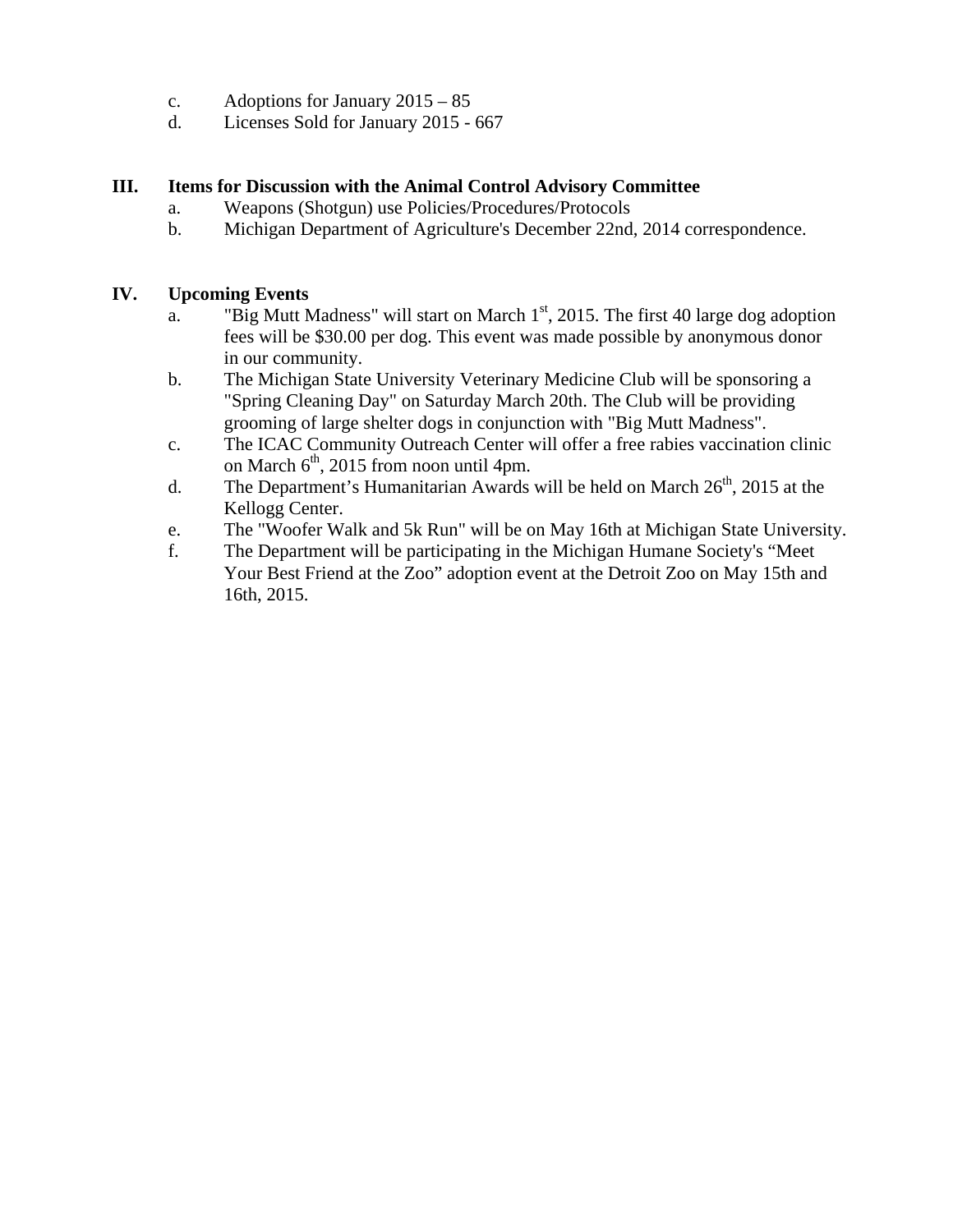c. Adoptions for January 2015 – 85
d. Licenses Sold for January 2015 - 667

**III. Items for Discussion with the Animal Control Advisory Committee**

a. Weapons (Shotgun) use Policies/Procedures/Protocols
b. Michigan Department of Agriculture's December 22nd, 2014 correspondence.

**IV. Upcoming Events**

a. "Big Mutt Madness" will start on March 1st, 2015. The first 40 large dog adoption fees will be $30.00 per dog. This event was made possible by anonymous donor in our community.
b. The Michigan State University Veterinary Medicine Club will be sponsoring a "Spring Cleaning Day" on Saturday March 20th. The Club will be providing grooming of large shelter dogs in conjunction with "Big Mutt Madness".
c. The ICAC Community Outreach Center will offer a free rabies vaccination clinic on March 6th, 2015 from noon until 4pm.
d. The Department's Humanitarian Awards will be held on March 26th, 2015 at the Kellogg Center.
e. The "Woofer Walk and 5k Run" will be on May 16th at Michigan State University.
f. The Department will be participating in the Michigan Humane Society's "Meet Your Best Friend at the Zoo" adoption event at the Detroit Zoo on May 15th and 16th, 2015.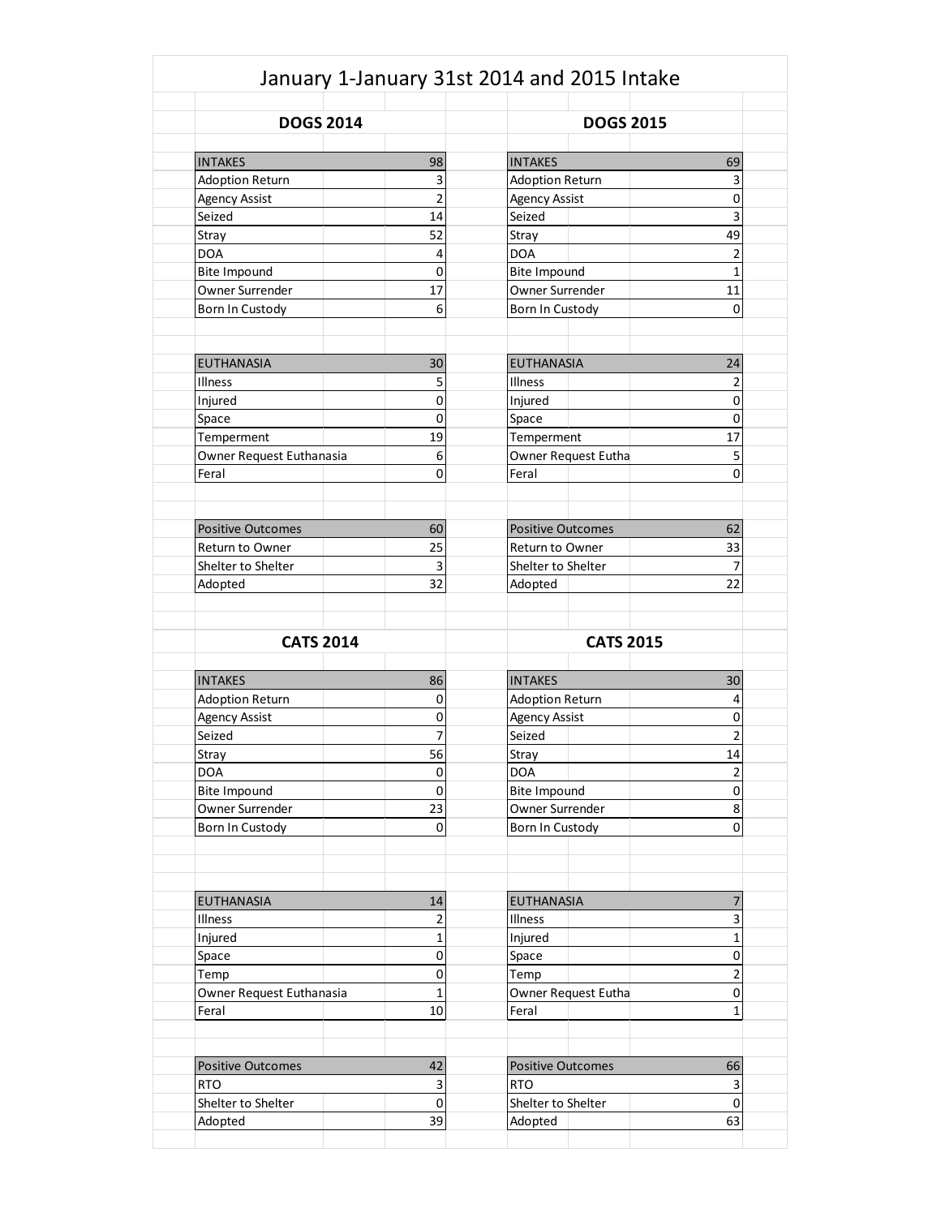# January 1-January 31st 2014 and 2015 Intake

## DOGS 2014

| INTAKES | 98 |
|---|---|
| Adoption Return | 3 |
| Agency Assist | 2 |
| Seized | 14 |
| Stray | 52 |
| DOA | 4 |
| Bite Impound | 0 |
| Owner Surrender | 17 |
| Born In Custody | 6 |

| EUTHANASIA | 30 |
|---|---|
| Illness | 5 |
| Injured | 0 |
| Space | 0 |
| Temperment | 19 |
| Owner Request Euthanasia | 6 |
| Feral | 0 |

| Positive Outcomes | 60 |
|---|---|
| Return to Owner | 25 |
| Shelter to Shelter | 3 |
| Adopted | 32 |

## DOGS 2015

| INTAKES | 69 |
|---|---|
| Adoption Return | 3 |
| Agency Assist | 0 |
| Seized | 3 |
| Stray | 49 |
| DOA | 2 |
| Bite Impound | 1 |
| Owner Surrender | 11 |
| Born In Custody | 0 |

| EUTHANASIA | 24 |
|---|---|
| Illness | 2 |
| Injured | 0 |
| Space | 0 |
| Temperment | 17 |
| Owner Request Eutha | 5 |
| Feral | 0 |

| Positive Outcomes | 62 |
|---|---|
| Return to Owner | 33 |
| Shelter to Shelter | 7 |
| Adopted | 22 |

## CATS 2014

| INTAKES | 86 |
|---|---|
| Adoption Return | 0 |
| Agency Assist | 0 |
| Seized | 7 |
| Stray | 56 |
| DOA | 0 |
| Bite Impound | 0 |
| Owner Surrender | 23 |
| Born In Custody | 0 |

| EUTHANASIA | 14 |
|---|---|
| Illness | 2 |
| Injured | 1 |
| Space | 0 |
| Temp | 0 |
| Owner Request Euthanasia | 1 |
| Feral | 10 |

| Positive Outcomes | 42 |
|---|---|
| RTO | 3 |
| Shelter to Shelter | 0 |
| Adopted | 39 |

## CATS 2015

| INTAKES | 30 |
|---|---|
| Adoption Return | 4 |
| Agency Assist | 0 |
| Seized | 2 |
| Stray | 14 |
| DOA | 2 |
| Bite Impound | 0 |
| Owner Surrender | 8 |
| Born In Custody | 0 |

| EUTHANASIA | 7 |
|---|---|
| Illness | 3 |
| Injured | 1 |
| Space | 0 |
| Temp | 2 |
| Owner Request Eutha | 0 |
| Feral | 1 |

| Positive Outcomes | 66 |
|---|---|
| RTO | 3 |
| Shelter to Shelter | 0 |
| Adopted | 63 |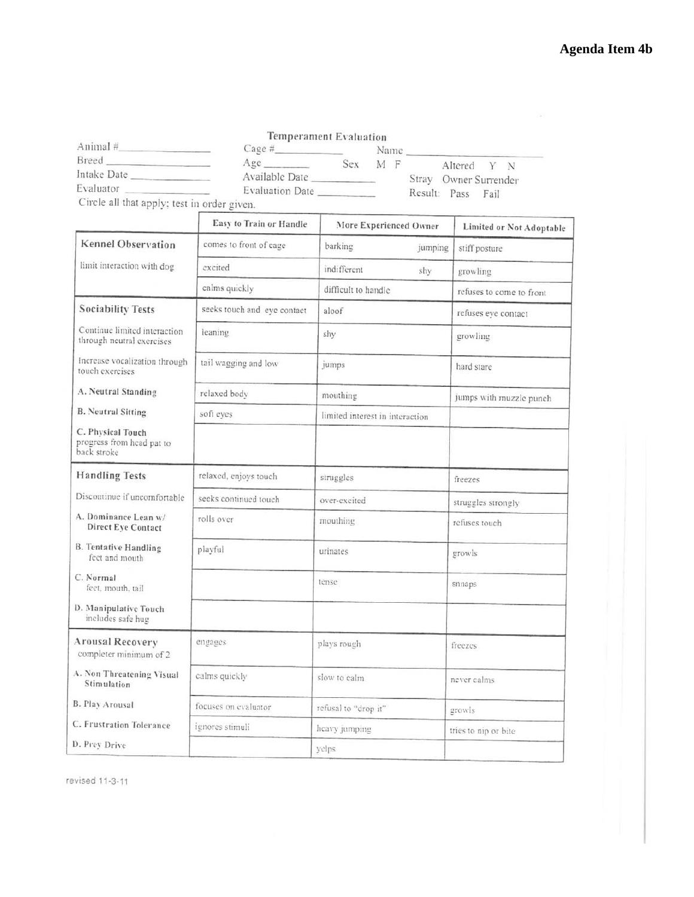**Agenda Item 4b**

## Temperament Evaluation

Animal #\_\_\_\_\_\_\_\_\_\_\_\_ Cage #\_\_\_\_\_\_\_\_\_\_ Name \_\_\_\_\_\_\_\_\_\_\_\_\_\_\_\_

Breed \_\_\_\_\_\_\_\_\_\_\_\_ Age \_\_\_\_\_\_ Sex M F Altered Y N

Intake Date \_\_\_\_\_\_\_\_\_\_ Available Date \_\_\_\_\_\_\_\_\_\_ Stray Owner Surrender

Evaluator \_\_\_\_\_\_\_\_\_\_\_\_ Evaluation Date \_\_\_\_\_\_\_\_\_\_ Result: Pass Fail

Circle all that apply; test in order given.

| | Easy to Train or Handle | More Experienced Owner | Limited or Not Adoptable |
|---|---|---|---|
| **Kennel Observation** | comes to front of cage | barking jumping | stiff posture |
| limit interaction with dog | excited | indifferent shy | growling |
| | calms quickly | difficult to handle | refuses to come to front |
| **Sociability Tests** | seeks touch and eye contact | aloof | refuses eye contact |
| Continue limited interaction through neutral exercises | leaning | shy | growling |
| Increase vocalization through touch exercises | tail wagging and low | jumps | hard stare |
| **A. Neutral Standing** | relaxed body | mouthing | jumps with muzzle punch |
| **B. Neutral Sitting** | soft eyes | limited interest in interaction | |
| **C. Physical Touch** progress from head pat to back stroke | | | |
| **Handling Tests** | relaxed, enjoys touch | struggles | freezes |
| Discontinue if uncomfortable | seeks continued touch | over-excited | struggles strongly |
| **A. Dominance Lean w/ Direct Eye Contact** | rolls over | mouthing | refuses touch |
| **B. Tentative Handling** feet and mouth | playful | urinates | growls |
| **C. Normal** feet, mouth, tail | | tense | snaps |
| **D. Manipulative Touch** includes safe hug | | | |
| **Arousal Recovery** complete a minimum of 2 | engages | plays rough | freezes |
| **A. Non Threatening Visual Stimulation** | calms quickly | slow to calm | never calms |
| **B. Play Arousal** | focuses on evaluator | refusal to "drop it" | growls |
| **C. Frustration Tolerance** | ignores stimuli | heavy jumping | tries to nip or bite |
| **D. Prey Drive** | | yelps | |

revised 11-3-11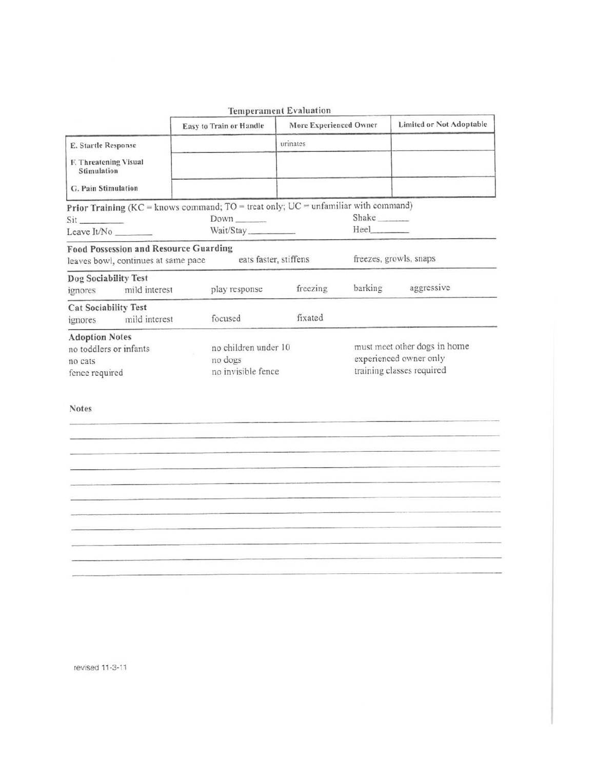## Temperament Evaluation

| | Easy to Train or Handle | More Experienced Owner | Limited or Not Adoptable |
|---|---|---|---|
| **E. Startle Response** | | urinates | |
| **F. Threatening Visual Stimulation** | | | |
| **G. Pain Stimulation** | | | |

**Prior Training** (KC = knows command; TO = treat only; UC = unfamiliar with command)

Sit ________ Down ______ Shake ______

Leave It/No _______ Wait/Stay _________ Heel________

**Food Possession and Resource Guarding**

leaves bowl, continues at same pace eats faster, stiffens freezes, growls, snaps

**Dog Sociability Test**

ignores mild interest play response freezing barking aggressive

**Cat Sociability Test**

ignores mild interest focused fixated

**Adoption Notes**

no toddlers or infants no children under 10 must meet other dogs in home

no cats no dogs experienced owner only

fence required no invisible fence training classes required

**Notes**

revised 11-3-11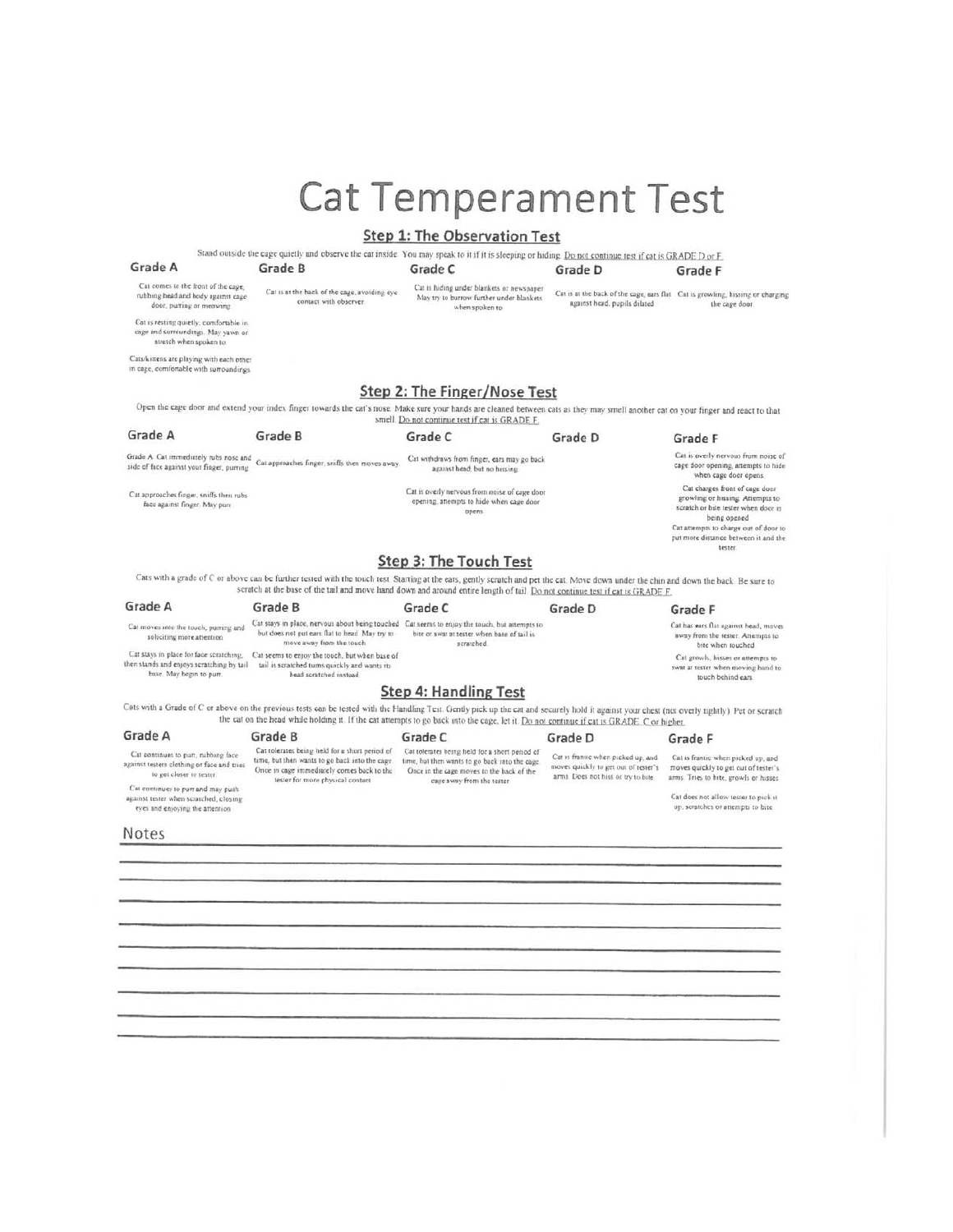# Cat Temperament Test

## Step 1: The Observation Test

Stand outside the cage quietly and observe the cat inside. You may speak to it if it is sleeping or hiding. Do not continue test if cat is GRADE D or F.

| Grade A | Grade B | Grade C | Grade D | Grade F |
|---|---|---|---|---|
| Cat comes to the front of the cage, rubbing head and body against cage door, purring or meowing | Cat is at the back of the cage, avoiding eye contact with observer | Cat is hiding under blankets or newspaper. May try to burrow further under blankets when spoken to | Cat is at the back of the cage, ears flat against head, pupils dilated | Cat is growling, hissing or charging the cage door |
| Cat is resting quietly, comfortable in cage and surroundings. May yawn or stretch when spoken to | | | | |
| Cats/kittens are playing with each other in cage, comfortable with surroundings | | | | |

## Step 2: The Finger/Nose Test

Open the cage door and extend your index finger towards the cat's nose. Make sure your hands are cleaned between cats as they may smell another cat on your finger and react to that smell. Do not continue test if cat is GRADE F.

| Grade A | Grade B | Grade C | Grade D | Grade F |
|---|---|---|---|---|
| Grade A: Cat immediately rubs nose and side of face against your finger, purring | Cat approaches finger, sniffs then moves away | Cat withdraws from finger, ears may go back against head, but no hissing | | Cat is overly nervous from noise of cage door opening, attempts to hide when cage door opens |
| Cat approaches finger, sniffs then rubs face against finger. May purr | | Cat is overly nervous from noise of cage door opening, attempts to hide when cage door opens | | Cat charges front of cage door growling or hissing. Attempts to scratch or bite tester when door is being opened |
| | | | | Cat attempts to charge out of door to put more distance between it and the tester |

## Step 3: The Touch Test

Cats with a grade of C or above can be further tested with the touch test. Starting at the ears, gently scratch and pet the cat. Move down under the chin and down the back. Be sure to scratch at the base of the tail and move hand down and around entire length of tail. Do not continue test if cat is GRADE F.

| Grade A | Grade B | Grade C | Grade D | Grade F |
|---|---|---|---|---|
| Cat moves into the touch, purring and soliciting more attention | Cat stays in place, nervous about being touched but does not put ears flat to head. May try to move away from the touch | Cat seems to enjoy the touch, but attempts to bite or swat at tester when base of tail is scratched | | Cat has ears flat against head, moves away from the tester. Attempts to bite when touched |
| Cat stays in place for face scratching, then stands and enjoys scratching by tail base. May begin to purr | Cat seems to enjoy the touch, but when base of tail is scratched turns quickly and wants its head scratched instead | | | Cat growls, hisses or attempts to swat at tester when moving hand to touch behind ears |

## Step 4: Handling Test

Cats with a Grade of C or above on the previous tests can be tested with the Handling Test. Gently pick up the cat and securely hold it against your chest (not overly tightly). Pet or scratch the cat on the head while holding it. If the cat attempts to go back into the cage, let it. Do not continue if cat is GRADE C or higher.

| Grade A | Grade B | Grade C | Grade D | Grade F |
|---|---|---|---|---|
| Cat continues to purr, rubbing face against testers clothing or face and tries to get closer to tester | Cat tolerates being held for a short period of time, but then wants to go back into the cage. Once in cage immediately comes back to the tester for more physical contact | Cat tolerates being held for a short period of time, but then wants to go back into the cage. Once in the cage moves to the back of the cage away from the tester | Cat is frantic when picked up, and moves quickly to get out of tester's arms. Does not hiss or try to bite | Cat is frantic when picked up, and moves quickly to get out of tester's arms. Tries to bite, growl or hisses |
| Cat continues to purr and may push against tester when scratched, closing eyes and enjoying the attention | | | | Cat does not allow tester to pick it up, scratches or attempts to bite |

## Notes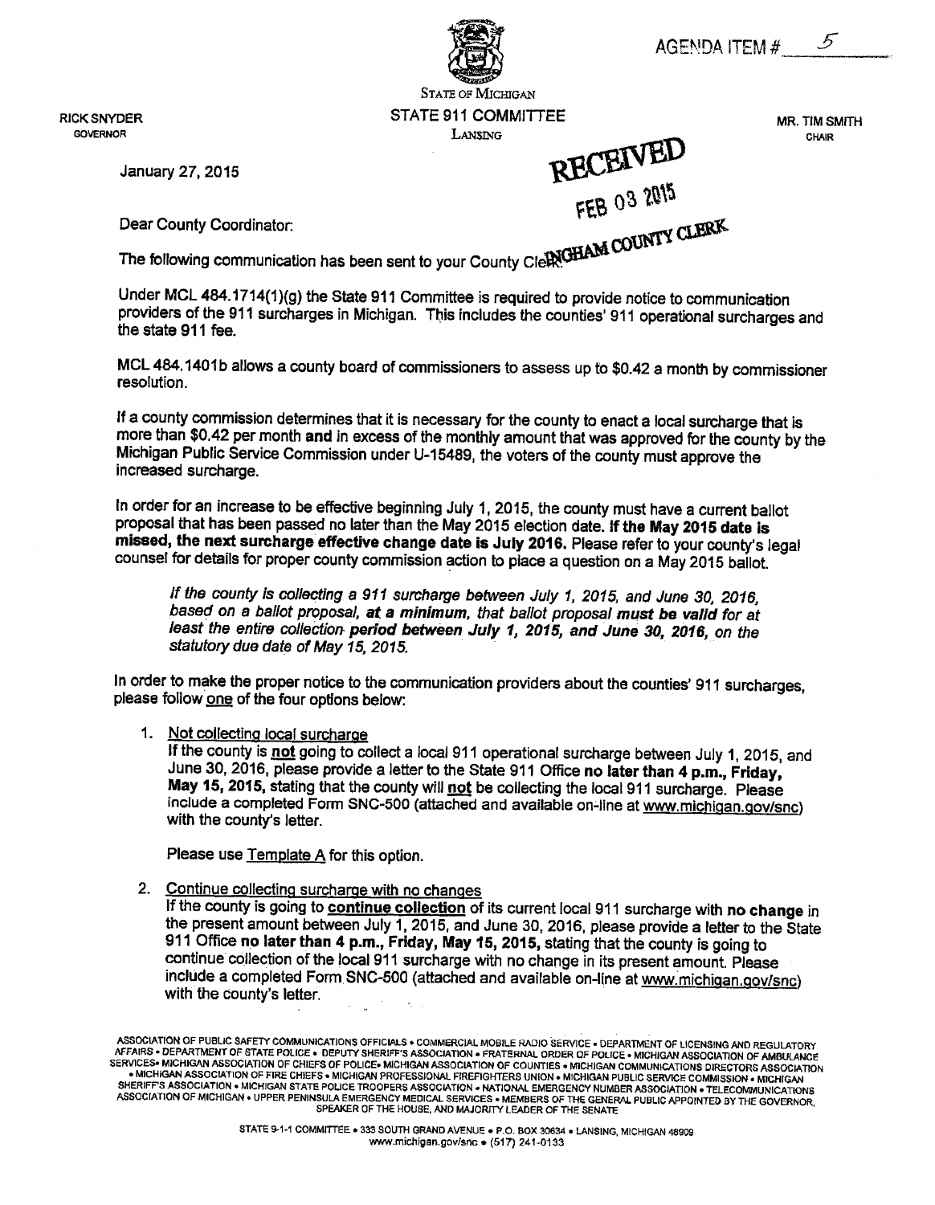AGENDA ITEM # 5

STATE OF MICHIGAN
STATE 911 COMMITTEE
LANSING

RICK SNYDER
GOVERNOR

MR. TIM SMITH
CHAIR

RECEIVED
FEB 03 2015
INGHAM COUNTY CLERK

January 27, 2015

Dear County Coordinator:

The following communication has been sent to your County Clerk:

Under MCL 484.1714(1)(g) the State 911 Committee is required to provide notice to communication providers of the 911 surcharges in Michigan. This includes the counties' 911 operational surcharges and the state 911 fee.

MCL 484.1401b allows a county board of commissioners to assess up to $0.42 a month by commissioner resolution.

If a county commission determines that it is necessary for the county to enact a local surcharge that is more than $0.42 per month **and** in excess of the monthly amount that was approved for the county by the Michigan Public Service Commission under U-15489, the voters of the county must approve the increased surcharge.

In order for an increase to be effective beginning July 1, 2015, the county must have a current ballot proposal that has been passed no later than the May 2015 election date. **If the May 2015 date is missed, the next surcharge effective change date is July 2016.** Please refer to your county's legal counsel for details for proper county commission action to place a question on a May 2015 ballot.

> *If the county is collecting a 911 surcharge between July 1, 2015, and June 30, 2016, based on a ballot proposal, **at a minimum**, that ballot proposal **must be valid** for at least the entire collection **period between July 1, 2015, and June 30, 2016**, on the statutory due date of May 15, 2015.*

In order to make the proper notice to the communication providers about the counties' 911 surcharges, please follow one of the four options below:

1. Not collecting local surcharge

   If the county is **not** going to collect a local 911 operational surcharge between July 1, 2015, and June 30, 2016, please provide a letter to the State 911 Office **no later than 4 p.m., Friday, May 15, 2015,** stating that the county will **not** be collecting the local 911 surcharge. Please include a completed Form SNC-500 (attached and available on-line at www.michigan.gov/snc) with the county's letter.

   Please use Template A for this option.

2. Continue collecting surcharge with no changes

   If the county is going to **continue collection** of its current local 911 surcharge with **no change** in the present amount between July 1, 2015, and June 30, 2016, please provide a letter to the State 911 Office **no later than 4 p.m., Friday, May 15, 2015,** stating that the county is going to continue collection of the local 911 surcharge with no change in its present amount. Please include a completed Form SNC-500 (attached and available on-line at www.michigan.gov/snc) with the county's letter.

ASSOCIATION OF PUBLIC SAFETY COMMUNICATIONS OFFICIALS • COMMERCIAL MOBILE RADIO SERVICE • DEPARTMENT OF LICENSING AND REGULATORY AFFAIRS • DEPARTMENT OF STATE POLICE • DEPUTY SHERIFF'S ASSOCIATION • FRATERNAL ORDER OF POLICE • MICHIGAN ASSOCIATION OF AMBULANCE SERVICES• MICHIGAN ASSOCIATION OF CHIEFS OF POLICE• MICHIGAN ASSOCIATION OF COUNTIES • MICHIGAN COMMUNICATIONS DIRECTORS ASSOCIATION • MICHIGAN ASSOCIATION OF FIRE CHIEFS • MICHIGAN PROFESSIONAL FIREFIGHTERS UNION • MICHIGAN PUBLIC SERVICE COMMISSION • MICHIGAN SHERIFF'S ASSOCIATION • MICHIGAN STATE POLICE TROOPERS ASSOCIATION • NATIONAL EMERGENCY NUMBER ASSOCIATION • TELECOMMUNICATIONS ASSOCIATION OF MICHIGAN • UPPER PENINSULA EMERGENCY MEDICAL SERVICES • MEMBERS OF THE GENERAL PUBLIC APPOINTED BY THE GOVERNOR, SPEAKER OF THE HOUSE, AND MAJORITY LEADER OF THE SENATE

STATE 9-1-1 COMMITTEE • 333 SOUTH GRAND AVENUE • P.O. BOX 30634 • LANSING, MICHIGAN 48909
www.michigan.gov/snc • (517) 241-0133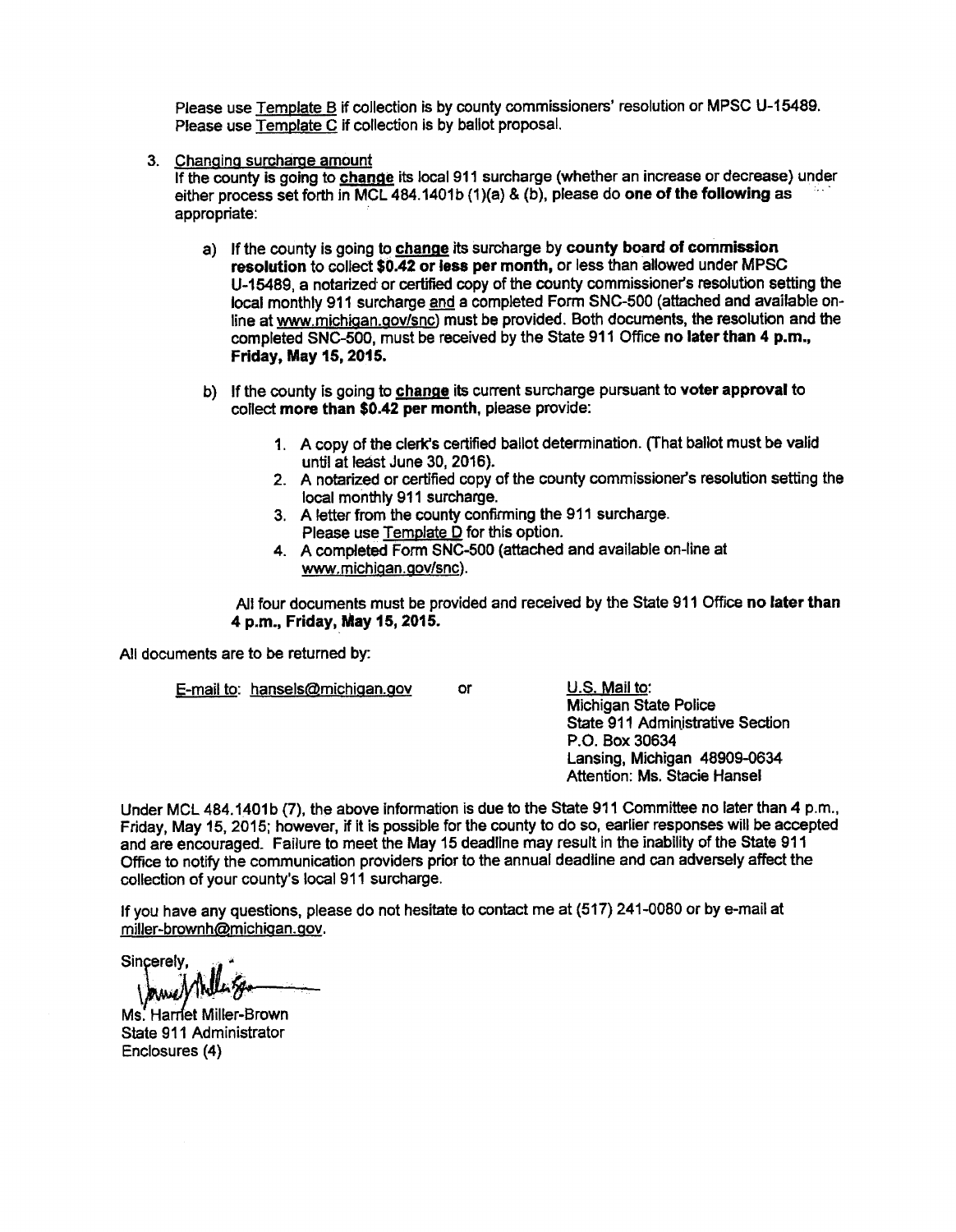Please use Template B if collection is by county commissioners' resolution or MPSC U-15489. Please use Template C if collection is by ballot proposal.

3. Changing surcharge amount

   If the county is going to **change** its local 911 surcharge (whether an increase or decrease) under either process set forth in MCL 484.1401b (1)(a) & (b), please do **one of the following** as appropriate:

   a) If the county is going to **change** its surcharge by **county board of commission resolution** to collect **$0.42 or less per month,** or less than allowed under MPSC U-15489, a notarized or certified copy of the county commissioner's resolution setting the local monthly 911 surcharge and a completed Form SNC-500 (attached and available on-line at www.michigan.gov/snc) must be provided. Both documents, the resolution and the completed SNC-500, must be received by the State 911 Office **no later than 4 p.m., Friday, May 15, 2015.**

   b) If the county is going to **change** its current surcharge pursuant to **voter approval** to collect **more than $0.42 per month**, please provide:

      1. A copy of the clerk's certified ballot determination. (That ballot must be valid until at least June 30, 2016).
      2. A notarized or certified copy of the county commissioner's resolution setting the local monthly 911 surcharge.
      3. A letter from the county confirming the 911 surcharge. Please use Template D for this option.
      4. A completed Form SNC-500 (attached and available on-line at www.michigan.gov/snc).

      All four documents must be provided and received by the State 911 Office **no later than 4 p.m., Friday, May 15, 2015.**

All documents are to be returned by:

E-mail to: hansels@michigan.gov

or

U.S. Mail to:
Michigan State Police
State 911 Administrative Section
P.O. Box 30634
Lansing, Michigan 48909-0634
Attention: Ms. Stacie Hansel

Under MCL 484.1401b (7), the above information is due to the State 911 Committee no later than 4 p.m., Friday, May 15, 2015; however, if it is possible for the county to do so, earlier responses will be accepted and are encouraged. Failure to meet the May 15 deadline may result in the inability of the State 911 Office to notify the communication providers prior to the annual deadline and can adversely affect the collection of your county's local 911 surcharge.

If you have any questions, please do not hesitate to contact me at (517) 241-0080 or by e-mail at miller-brownh@michigan.gov.

Sincerely,

Ms. Harriet Miller-Brown
State 911 Administrator
Enclosures (4)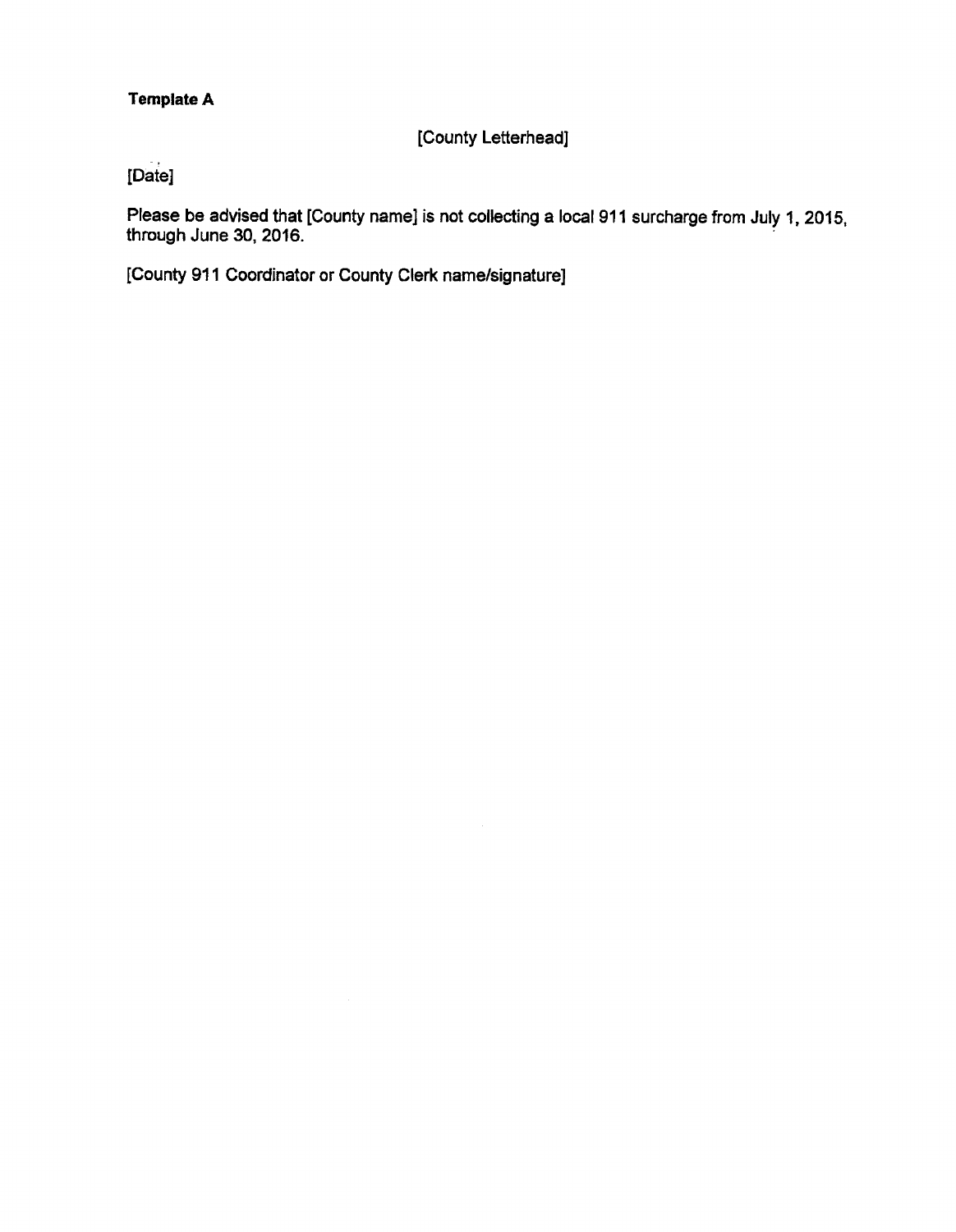**Template A**

[County Letterhead]

[Date]

Please be advised that [County name] is not collecting a local 911 surcharge from July 1, 2015, through June 30, 2016.

[County 911 Coordinator or County Clerk name/signature]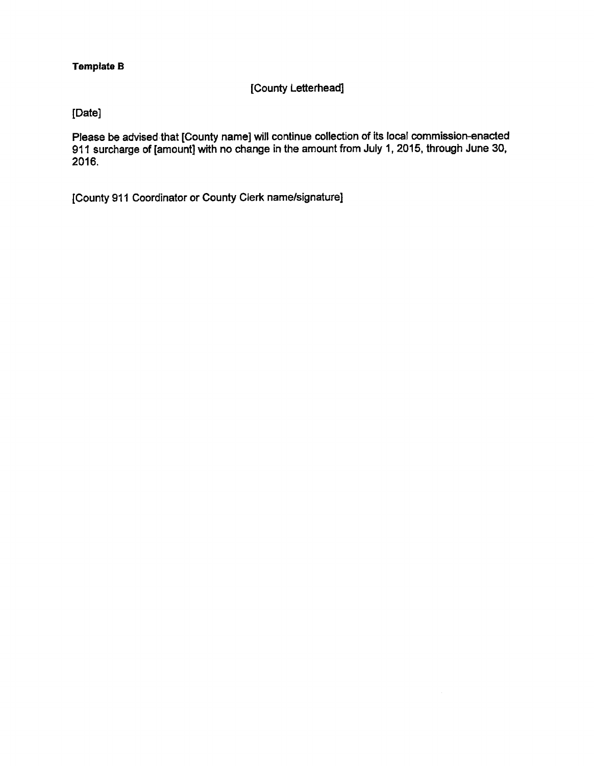**Template B**

[County Letterhead]

[Date]

Please be advised that [County name] will continue collection of its local commission-enacted 911 surcharge of [amount] with no change in the amount from July 1, 2015, through June 30, 2016.

[County 911 Coordinator or County Clerk name/signature]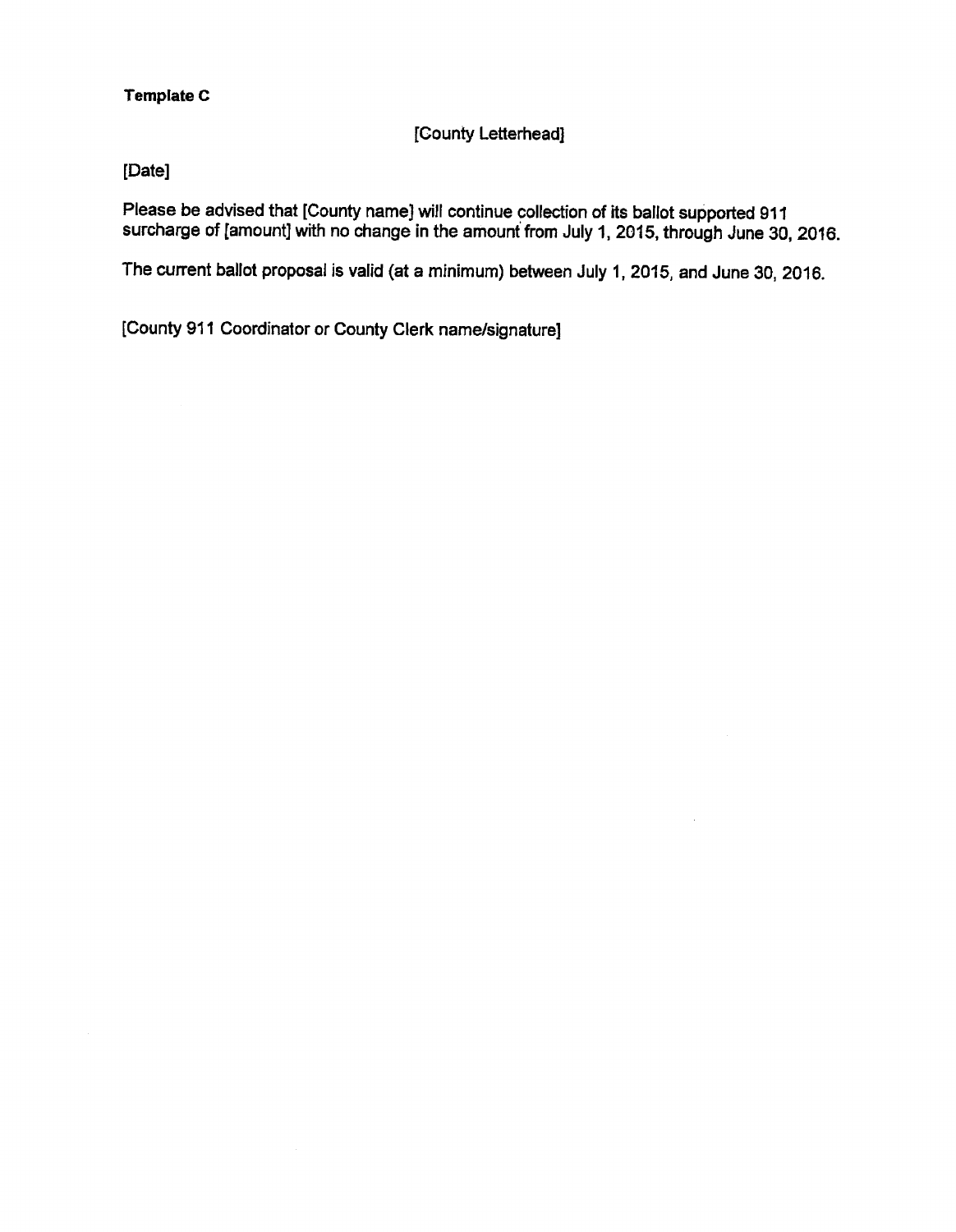**Template C**

[County Letterhead]

[Date]

Please be advised that [County name] will continue collection of its ballot supported 911 surcharge of [amount] with no change in the amount from July 1, 2015, through June 30, 2016.

The current ballot proposal is valid (at a minimum) between July 1, 2015, and June 30, 2016.

[County 911 Coordinator or County Clerk name/signature]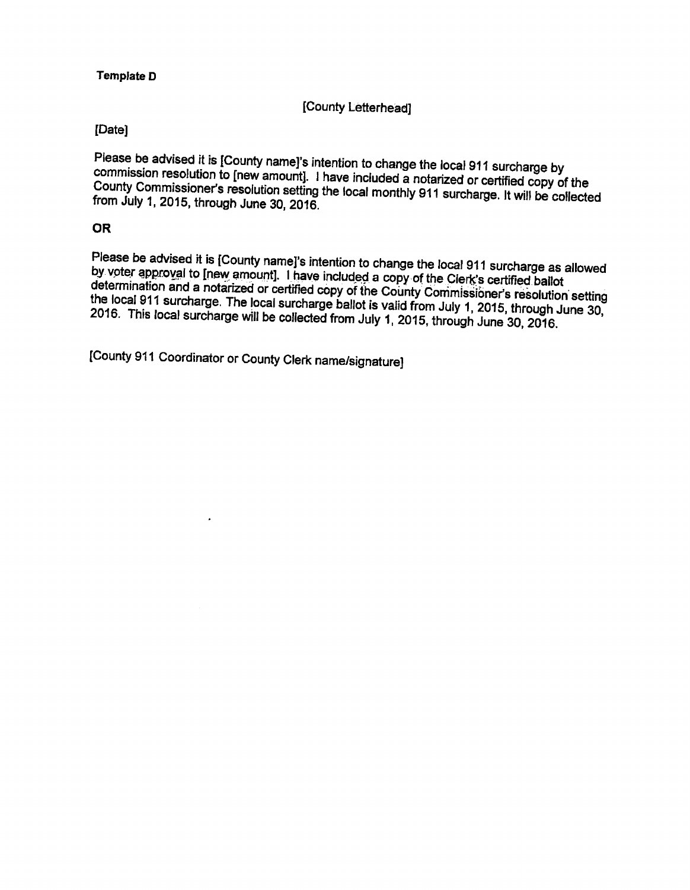**Template D**

[County Letterhead]

[Date]

Please be advised it is [County name]'s intention to change the local 911 surcharge by commission resolution to [new amount]. I have included a notarized or certified copy of the County Commissioner's resolution setting the local monthly 911 surcharge. It will be collected from July 1, 2015, through June 30, 2016.

**OR**

Please be advised it is [County name]'s intention to change the local 911 surcharge as allowed by voter approval to [new amount]. I have included a copy of the Clerk's certified ballot determination and a notarized or certified copy of the County Commissioner's resolution setting the local 911 surcharge. The local surcharge ballot is valid from July 1, 2015, through June 30, 2016. This local surcharge will be collected from July 1, 2015, through June 30, 2016.

[County 911 Coordinator or County Clerk name/signature]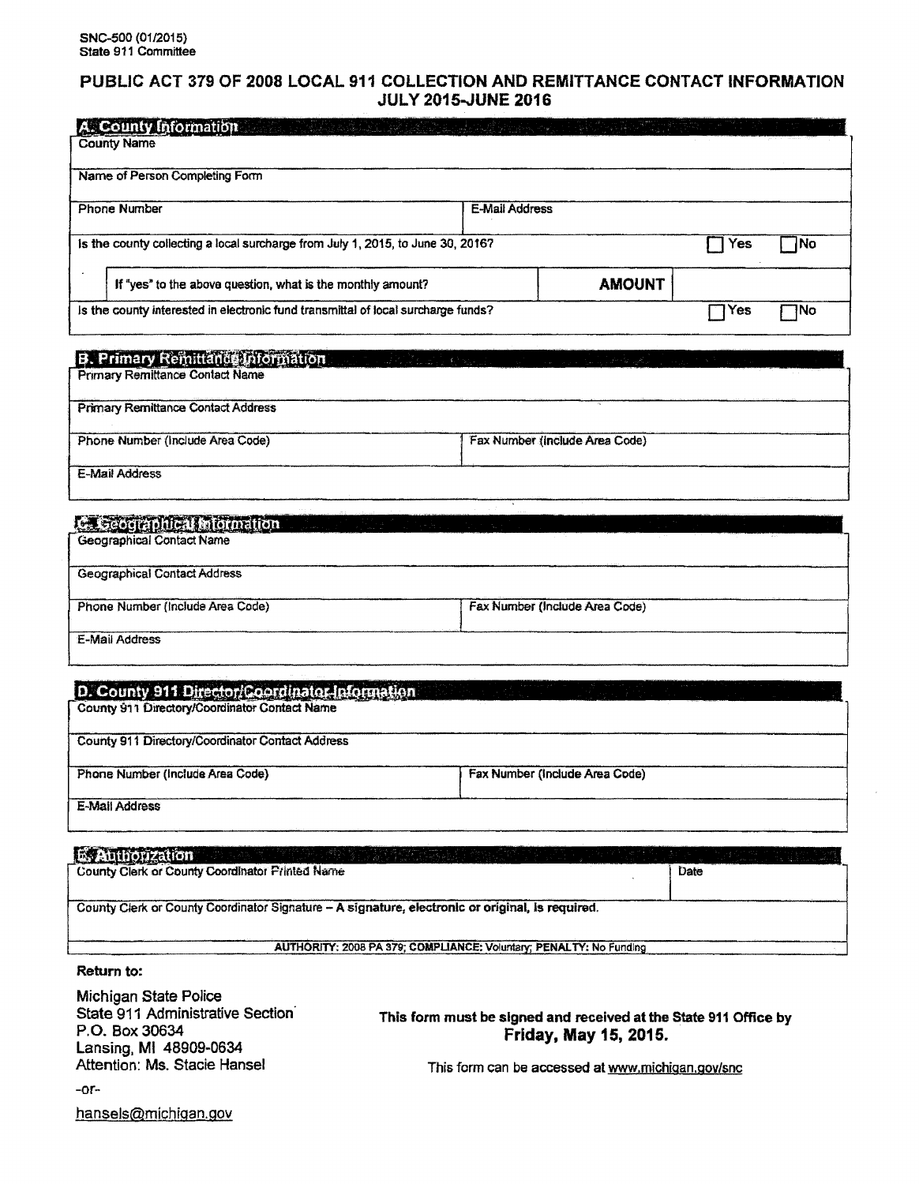SNC-500 (01/2015)
State 911 Committee

# PUBLIC ACT 379 OF 2008 LOCAL 911 COLLECTION AND REMITTANCE CONTACT INFORMATION JULY 2015-JUNE 2016

## A. County Information

| | | | |
|---|---|---|---|
| County Name | | | |
| Name of Person Completing Form | | | |
| Phone Number | E-Mail Address | | |
| Is the county collecting a local surcharge from July 1, 2015, to June 30, 2016? | | ☐ Yes | ☐ No |
| If "yes" to the above question, what is the monthly amount? | **AMOUNT** | | |
| Is the county interested in electronic fund transmittal of local surcharge funds? | | ☐ Yes | ☐ No |

## B. Primary Remittance Information

| | |
|---|---|
| Primary Remittance Contact Name | |
| Primary Remittance Contact Address | |
| Phone Number (Include Area Code) | Fax Number (Include Area Code) |
| E-Mail Address | |

## C. Geographical Information

| | |
|---|---|
| Geographical Contact Name | |
| Geographical Contact Address | |
| Phone Number (Include Area Code) | Fax Number (Include Area Code) |
| E-Mail Address | |

## D. County 911 Director/Coordinator Information

| | |
|---|---|
| County 911 Directory/Coordinator Contact Name | |
| County 911 Directory/Coordinator Contact Address | |
| Phone Number (Include Area Code) | Fax Number (Include Area Code) |
| E-Mail Address | |

## E. Authorization

| | |
|---|---|
| County Clerk or County Coordinator Printed Name | Date |
| County Clerk or County Coordinator Signature – A signature, electronic or original, is required. | |

AUTHORITY: 2008 PA 379; COMPLIANCE: Voluntary; PENALTY: No Funding

**Return to:**

Michigan State Police
State 911 Administrative Section
P.O. Box 30634
Lansing, MI 48909-0634
Attention: Ms. Stacie Hansel

-or-

hansels@michigan.gov

**This form must be signed and received at the State 911 Office by Friday, May 15, 2015.**

This form can be accessed at www.michigan.gov/snc